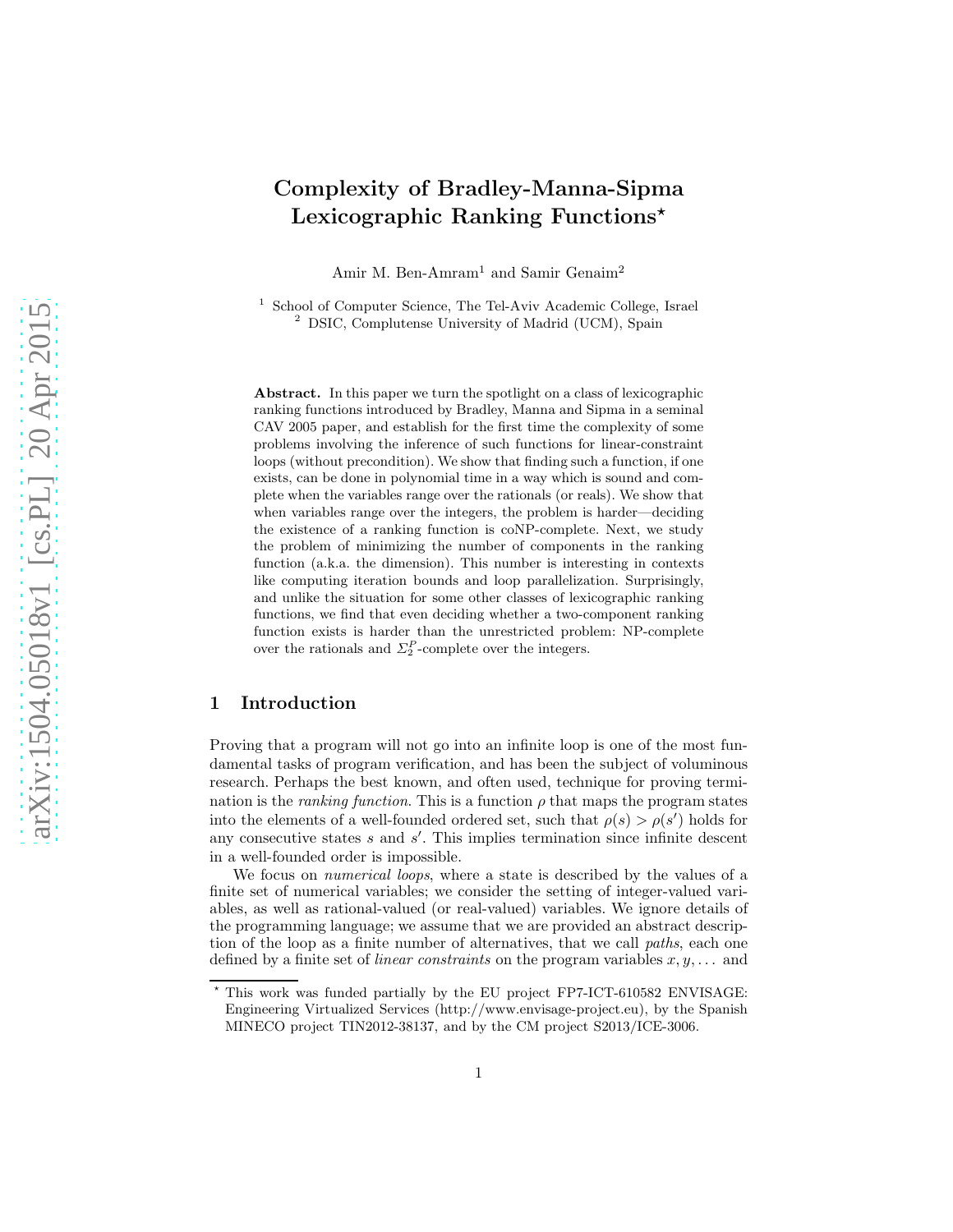# Complexity of Bradley-Manna-Sipma Lexicographic Ranking Functions*

Amir M. Ben-Amram[1] and Samir Genaim[2]

[1] School of Computer Science, The Tel-Aviv Academic College, Israel
[2] DSIC, Complutense University of Madrid (UCM), Spain

**Abstract.** In this paper we turn the spotlight on a class of lexicographic ranking functions introduced by Bradley, Manna and Sipma in a seminal CAV 2005 paper, and establish for the first time the complexity of some problems involving the inference of such functions for linear-constraint loops (without precondition). We show that finding such a function, if one exists, can be done in polynomial time in a way which is sound and complete when the variables range over the rationals (or reals). We show that when variables range over the integers, the problem is harder—deciding the existence of a ranking function is coNP-complete. Next, we study the problem of minimizing the number of components in the ranking function (a.k.a. the dimension). This number is interesting in contexts like computing iteration bounds and loop parallelization. Surprisingly, and unlike the situation for some other classes of lexicographic ranking functions, we find that even deciding whether a two-component ranking function exists is harder than the unrestricted problem: NP-complete over the rationals and $\Sigma_2^P$-complete over the integers.

## 1 Introduction

Proving that a program will not go into an infinite loop is one of the most fundamental tasks of program verification, and has been the subject of voluminous research. Perhaps the best known, and often used, technique for proving termination is the *ranking function*. This is a function $\rho$ that maps the program states into the elements of a well-founded ordered set, such that $\rho(s) > \rho(s')$ holds for any consecutive states $s$ and $s'$. This implies termination since infinite descent in a well-founded order is impossible.

We focus on *numerical loops*, where a state is described by the values of a finite set of numerical variables; we consider the setting of integer-valued variables, as well as rational-valued (or real-valued) variables. We ignore details of the programming language; we assume that we are provided an abstract description of the loop as a finite number of alternatives, that we call *paths*, each one defined by a finite set of *linear constraints* on the program variables $x, y, \ldots$ and

* This work was funded partially by the EU project FP7-ICT-610582 ENVISAGE: Engineering Virtualized Services (http://www.envisage-project.eu), by the Spanish MINECO project TIN2012-38137, and by the CM project S2013/ICE-3006.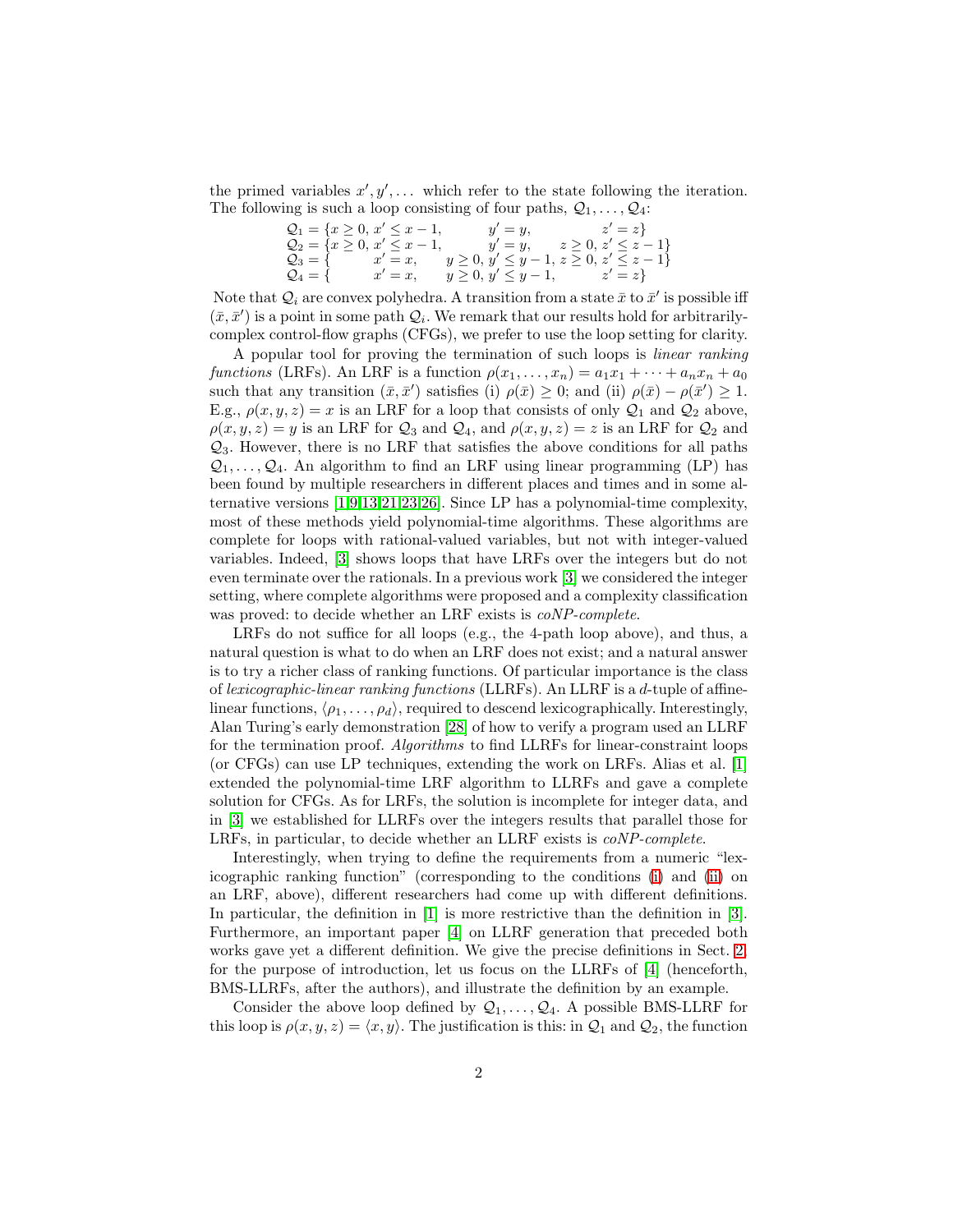the primed variables $x', y', \ldots$ which refer to the state following the iteration. The following is such a loop consisting of four paths, $\mathcal{Q}_1, \ldots, \mathcal{Q}_4$:

$$
\begin{array}{l}
\mathcal{Q}_1 = \{x \geq 0,\ x' \leq x-1, \qquad\quad y' = y, \qquad\qquad\quad z' = z\} \\
\mathcal{Q}_2 = \{x \geq 0,\ x' \leq x-1, \qquad\quad y' = y, \qquad z \geq 0,\ z' \leq z-1\} \\
\mathcal{Q}_3 = \{ \qquad\quad x' = x, \qquad y \geq 0,\ y' \leq y-1,\ z \geq 0,\ z' \leq z-1\} \\
\mathcal{Q}_4 = \{ \qquad\quad x' = x, \qquad y \geq 0,\ y' \leq y-1, \qquad\quad z' = z\}
\end{array}
$$

Note that $\mathcal{Q}_i$ are convex polyhedra. A transition from a state $\bar{x}$ to $\bar{x}'$ is possible iff $(\bar{x}, \bar{x}')$ is a point in some path $\mathcal{Q}_i$. We remark that our results hold for arbitrarily-complex control-flow graphs (CFGs), we prefer to use the loop setting for clarity.

A popular tool for proving the termination of such loops is *linear ranking functions* (LRFs). An LRF is a function $\rho(x_1, \ldots, x_n) = a_1 x_1 + \cdots + a_n x_n + a_0$ such that any transition $(\bar{x}, \bar{x}')$ satisfies (i) $\rho(\bar{x}) \geq 0$; and (ii) $\rho(\bar{x}) - \rho(\bar{x}') \geq 1$. E.g., $\rho(x, y, z) = x$ is an LRF for a loop that consists of only $\mathcal{Q}_1$ and $\mathcal{Q}_2$ above, $\rho(x, y, z) = y$ is an LRF for $\mathcal{Q}_3$ and $\mathcal{Q}_4$, and $\rho(x, y, z) = z$ is an LRF for $\mathcal{Q}_2$ and $\mathcal{Q}_3$. However, there is no LRF that satisfies the above conditions for all paths $\mathcal{Q}_1, \ldots, \mathcal{Q}_4$. An algorithm to find an LRF using linear programming (LP) has been found by multiple researchers in different places and times and in some alternative versions [1,9,13,21,23,26]. Since LP has a polynomial-time complexity, most of these methods yield polynomial-time algorithms. These algorithms are complete for loops with rational-valued variables, but not with integer-valued variables. Indeed, [3] shows loops that have LRFs over the integers but do not even terminate over the rationals. In a previous work [3] we considered the integer setting, where complete algorithms were proposed and a complexity classification was proved: to decide whether an LRF exists is *coNP-complete*.

LRFs do not suffice for all loops (e.g., the 4-path loop above), and thus, a natural question is what to do when an LRF does not exist; and a natural answer is to try a richer class of ranking functions. Of particular importance is the class of *lexicographic-linear ranking functions* (LLRFs). An LLRF is a $d$-tuple of affine-linear functions, $\langle \rho_1, \ldots, \rho_d \rangle$, required to descend lexicographically. Interestingly, Alan Turing's early demonstration [28] of how to verify a program used an LLRF for the termination proof. *Algorithms* to find LLRFs for linear-constraint loops (or CFGs) can use LP techniques, extending the work on LRFs. Alias et al. [1] extended the polynomial-time LRF algorithm to LLRFs and gave a complete solution for CFGs. As for LRFs, the solution is incomplete for integer data, and in [3] we established for LLRFs over the integers results that parallel those for LRFs, in particular, to decide whether an LLRF exists is *coNP-complete*.

Interestingly, when trying to define the requirements from a numeric "lexicographic ranking function" (corresponding to the conditions (i) and (ii) on an LRF, above), different researchers had come up with different definitions. In particular, the definition in [1] is more restrictive than the definition in [3]. Furthermore, an important paper [4] on LLRF generation that preceded both works gave yet a different definition. We give the precise definitions in Sect. 2; for the purpose of introduction, let us focus on the LLRFs of [4] (henceforth, BMS-LLRFs, after the authors), and illustrate the definition by an example.

Consider the above loop defined by $\mathcal{Q}_1, \ldots, \mathcal{Q}_4$. A possible BMS-LLRF for this loop is $\rho(x, y, z) = \langle x, y \rangle$. The justification is this: in $\mathcal{Q}_1$ and $\mathcal{Q}_2$, the function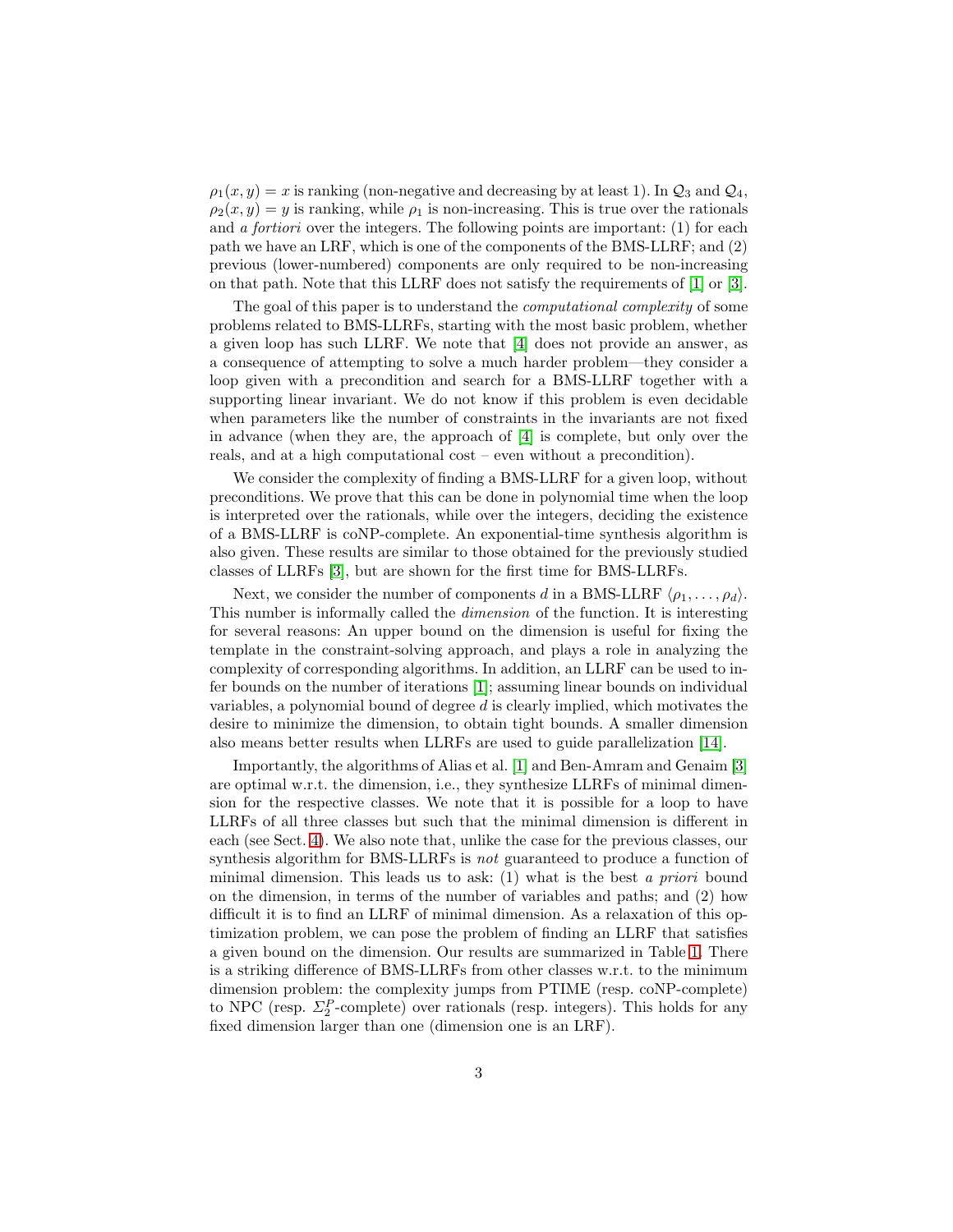$\rho_1(x,y) = x$ is ranking (non-negative and decreasing by at least 1). In $\mathcal{Q}_3$ and $\mathcal{Q}_4$, $\rho_2(x,y) = y$ is ranking, while $\rho_1$ is non-increasing. This is true over the rationals and *a fortiori* over the integers. The following points are important: (1) for each path we have an LRF, which is one of the components of the BMS-LLRF; and (2) previous (lower-numbered) components are only required to be non-increasing on that path. Note that this LLRF does not satisfy the requirements of [1] or [3].

The goal of this paper is to understand the *computational complexity* of some problems related to BMS-LLRFs, starting with the most basic problem, whether a given loop has such LLRF. We note that [4] does not provide an answer, as a consequence of attempting to solve a much harder problem—they consider a loop given with a precondition and search for a BMS-LLRF together with a supporting linear invariant. We do not know if this problem is even decidable when parameters like the number of constraints in the invariants are not fixed in advance (when they are, the approach of [4] is complete, but only over the reals, and at a high computational cost – even without a precondition).

We consider the complexity of finding a BMS-LLRF for a given loop, without preconditions. We prove that this can be done in polynomial time when the loop is interpreted over the rationals, while over the integers, deciding the existence of a BMS-LLRF is coNP-complete. An exponential-time synthesis algorithm is also given. These results are similar to those obtained for the previously studied classes of LLRFs [3], but are shown for the first time for BMS-LLRFs.

Next, we consider the number of components $d$ in a BMS-LLRF $\langle \rho_1, \ldots, \rho_d \rangle$. This number is informally called the *dimension* of the function. It is interesting for several reasons: An upper bound on the dimension is useful for fixing the template in the constraint-solving approach, and plays a role in analyzing the complexity of corresponding algorithms. In addition, an LLRF can be used to infer bounds on the number of iterations [1]; assuming linear bounds on individual variables, a polynomial bound of degree $d$ is clearly implied, which motivates the desire to minimize the dimension, to obtain tight bounds. A smaller dimension also means better results when LLRFs are used to guide parallelization [14].

Importantly, the algorithms of Alias et al. [1] and Ben-Amram and Genaim [3] are optimal w.r.t. the dimension, i.e., they synthesize LLRFs of minimal dimension for the respective classes. We note that it is possible for a loop to have LLRFs of all three classes but such that the minimal dimension is different in each (see Sect. 4). We also note that, unlike the case for the previous classes, our synthesis algorithm for BMS-LLRFs is *not* guaranteed to produce a function of minimal dimension. This leads us to ask: (1) what is the best *a priori* bound on the dimension, in terms of the number of variables and paths; and (2) how difficult it is to find an LLRF of minimal dimension. As a relaxation of this optimization problem, we can pose the problem of finding an LLRF that satisfies a given bound on the dimension. Our results are summarized in Table 1. There is a striking difference of BMS-LLRFs from other classes w.r.t. to the minimum dimension problem: the complexity jumps from PTIME (resp. coNP-complete) to NPC (resp. $\Sigma_2^P$-complete) over rationals (resp. integers). This holds for any fixed dimension larger than one (dimension one is an LRF).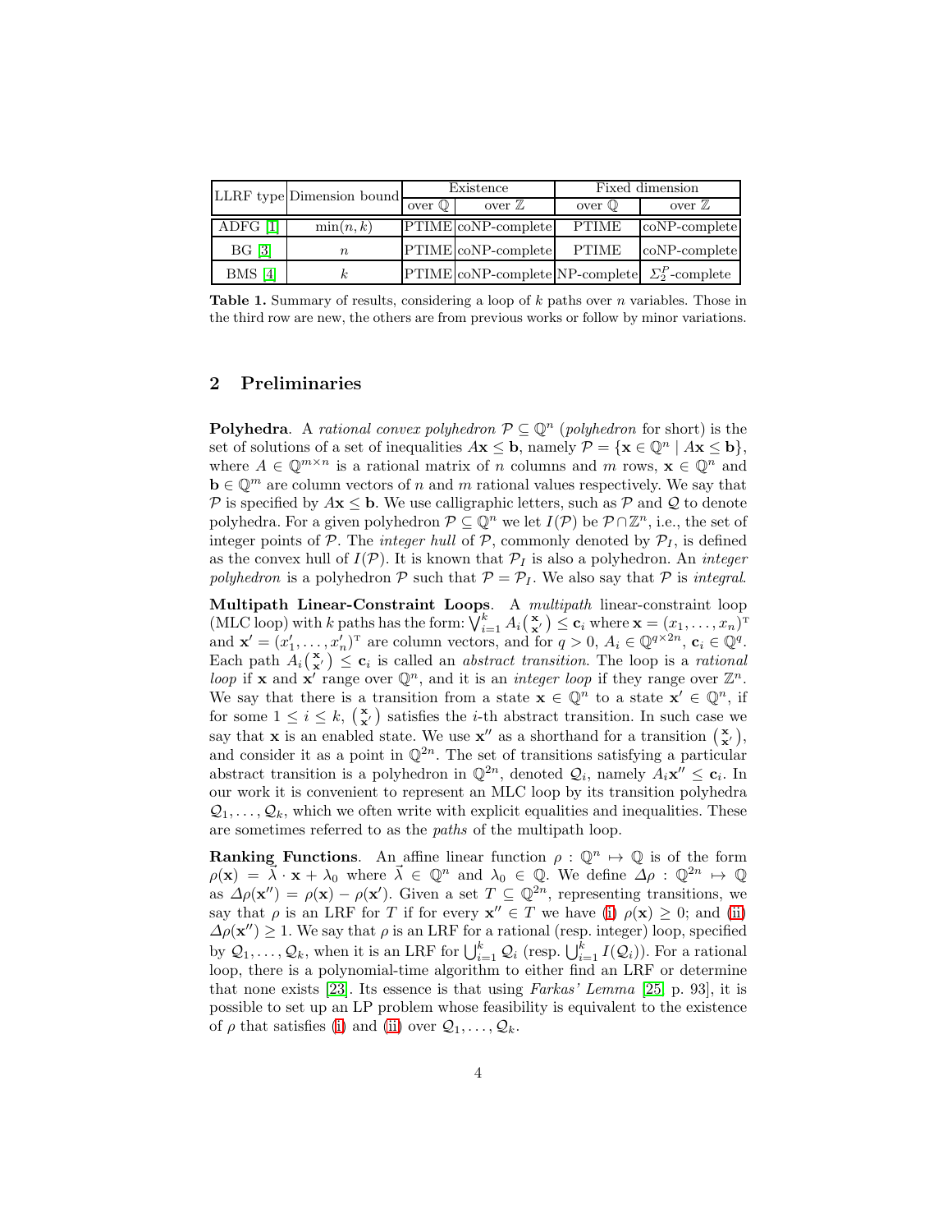| LLRF type | Dimension bound | Existence | | Fixed dimension | |
|---|---|---|---|---|---|
| | | over $\mathbb{Q}$ | over $\mathbb{Z}$ | over $\mathbb{Q}$ | over $\mathbb{Z}$ |
| ADFG [1] | $\min(n,k)$ | PTIME | coNP-complete | PTIME | coNP-complete |
| BG [3] | $n$ | PTIME | coNP-complete | PTIME | coNP-complete |
| BMS [4] | $k$ | PTIME | coNP-complete | NP-complete | $\Sigma_2^P$-complete |

**Table 1.** Summary of results, considering a loop of $k$ paths over $n$ variables. Those in the third row are new, the others are from previous works or follow by minor variations.

## 2 Preliminaries

**Polyhedra**. A *rational convex polyhedron* $\mathcal{P} \subseteq \mathbb{Q}^n$ (*polyhedron* for short) is the set of solutions of a set of inequalities $A\mathbf{x} \leq \mathbf{b}$, namely $\mathcal{P} = \{\mathbf{x} \in \mathbb{Q}^n \mid A\mathbf{x} \leq \mathbf{b}\}$, where $A \in \mathbb{Q}^{m \times n}$ is a rational matrix of $n$ columns and $m$ rows, $\mathbf{x} \in \mathbb{Q}^n$ and $\mathbf{b} \in \mathbb{Q}^m$ are column vectors of $n$ and $m$ rational values respectively. We say that $\mathcal{P}$ is specified by $A\mathbf{x} \leq \mathbf{b}$. We use calligraphic letters, such as $\mathcal{P}$ and $\mathcal{Q}$ to denote polyhedra. For a given polyhedron $\mathcal{P} \subseteq \mathbb{Q}^n$ we let $I(\mathcal{P})$ be $\mathcal{P} \cap \mathbb{Z}^n$, i.e., the set of integer points of $\mathcal{P}$. The *integer hull* of $\mathcal{P}$, commonly denoted by $\mathcal{P}_I$, is defined as the convex hull of $I(\mathcal{P})$. It is known that $\mathcal{P}_I$ is also a polyhedron. An *integer polyhedron* is a polyhedron $\mathcal{P}$ such that $\mathcal{P} = \mathcal{P}_I$. We also say that $\mathcal{P}$ is *integral*.

**Multipath Linear-Constraint Loops**. A *multipath* linear-constraint loop (MLC loop) with $k$ paths has the form: $\bigvee_{i=1}^{k} A_i \binom{\mathbf{x}}{\mathbf{x}'} \leq \mathbf{c}_i$ where $\mathbf{x} = (x_1, \ldots, x_n)^{\mathsf{T}}$ and $\mathbf{x}' = (x'_1, \ldots, x'_n)^{\mathsf{T}}$ are column vectors, and for $q > 0$, $A_i \in \mathbb{Q}^{q \times 2n}$, $\mathbf{c}_i \in \mathbb{Q}^q$. Each path $A_i \binom{\mathbf{x}}{\mathbf{x}'} \leq \mathbf{c}_i$ is called an *abstract transition*. The loop is a *rational loop* if $\mathbf{x}$ and $\mathbf{x}'$ range over $\mathbb{Q}^n$, and it is an *integer loop* if they range over $\mathbb{Z}^n$. We say that there is a transition from a state $\mathbf{x} \in \mathbb{Q}^n$ to a state $\mathbf{x}' \in \mathbb{Q}^n$, if for some $1 \leq i \leq k$, $\binom{\mathbf{x}}{\mathbf{x}'}$ satisfies the $i$-th abstract transition. In such case we say that $\mathbf{x}$ is an enabled state. We use $\mathbf{x}''$ as a shorthand for a transition $\binom{\mathbf{x}}{\mathbf{x}'}$, and consider it as a point in $\mathbb{Q}^{2n}$. The set of transitions satisfying a particular abstract transition is a polyhedron in $\mathbb{Q}^{2n}$, denoted $\mathcal{Q}_i$, namely $A_i\mathbf{x}'' \leq \mathbf{c}_i$. In our work it is convenient to represent an MLC loop by its transition polyhedra $\mathcal{Q}_1, \ldots, \mathcal{Q}_k$, which we often write with explicit equalities and inequalities. These are sometimes referred to as the *paths* of the multipath loop.

**Ranking Functions**. An affine linear function $\rho : \mathbb{Q}^n \mapsto \mathbb{Q}$ is of the form $\rho(\mathbf{x}) = \vec{\lambda} \cdot \mathbf{x} + \lambda_0$ where $\vec{\lambda} \in \mathbb{Q}^n$ and $\lambda_0 \in \mathbb{Q}$. We define $\Delta\rho : \mathbb{Q}^{2n} \mapsto \mathbb{Q}$ as $\Delta\rho(\mathbf{x}'') = \rho(\mathbf{x}) - \rho(\mathbf{x}')$. Given a set $T \subseteq \mathbb{Q}^{2n}$, representing transitions, we say that $\rho$ is an LRF for $T$ if for every $\mathbf{x}'' \in T$ we have (i) $\rho(\mathbf{x}) \geq 0$; and (ii) $\Delta\rho(\mathbf{x}'') \geq 1$. We say that $\rho$ is an LRF for a rational (resp. integer) loop, specified by $\mathcal{Q}_1, \ldots, \mathcal{Q}_k$, when it is an LRF for $\bigcup_{i=1}^{k} \mathcal{Q}_i$ (resp. $\bigcup_{i=1}^{k} I(\mathcal{Q}_i)$). For a rational loop, there is a polynomial-time algorithm to either find an LRF or determine that none exists [23]. Its essence is that using *Farkas' Lemma* [25, p. 93], it is possible to set up an LP problem whose feasibility is equivalent to the existence of $\rho$ that satisfies (i) and (ii) over $\mathcal{Q}_1, \ldots, \mathcal{Q}_k$.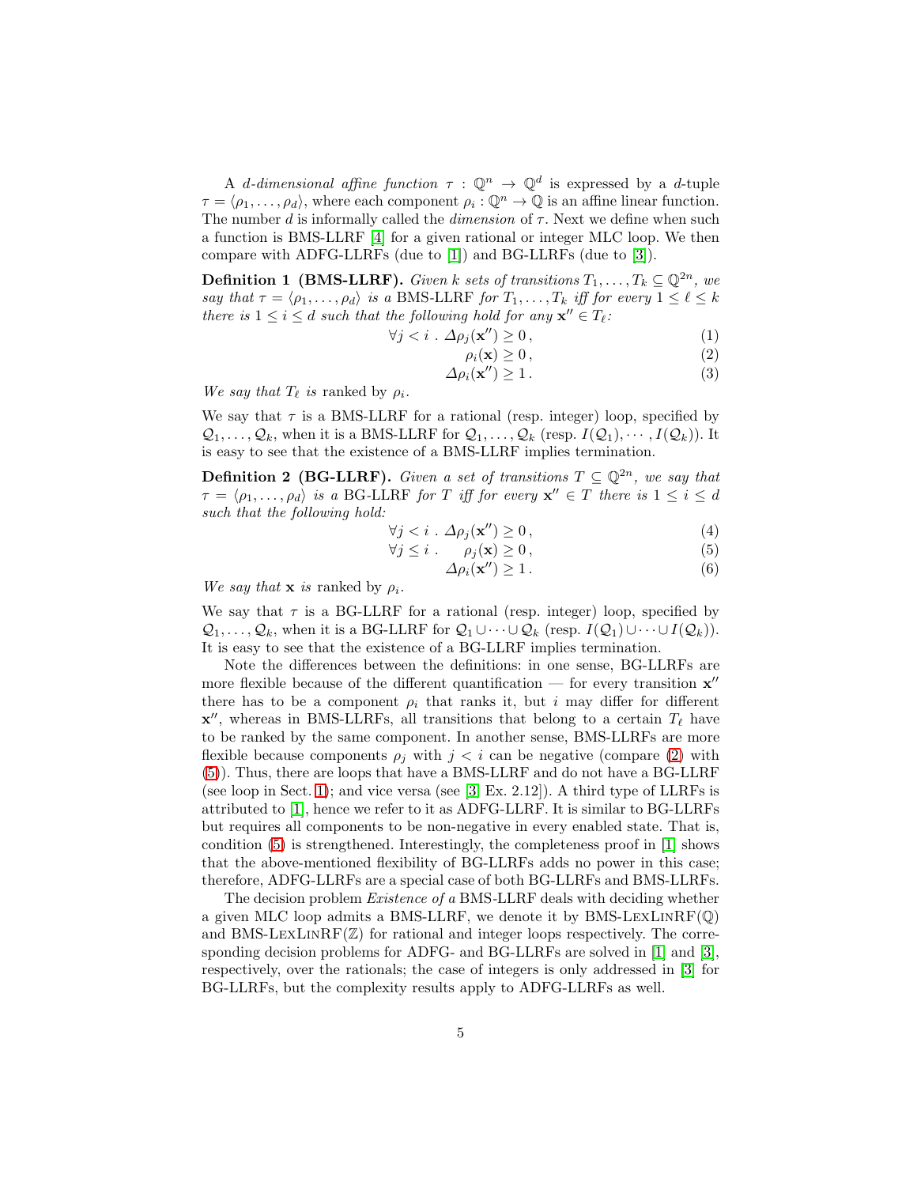A *d-dimensional affine function* $\tau : \mathbb{Q}^n \to \mathbb{Q}^d$ is expressed by a $d$-tuple $\tau = \langle \rho_1, \ldots, \rho_d \rangle$, where each component $\rho_i : \mathbb{Q}^n \to \mathbb{Q}$ is an affine linear function. The number $d$ is informally called the *dimension* of $\tau$. Next we define when such a function is BMS-LLRF [4] for a given rational or integer MLC loop. We then compare with ADFG-LLRFs (due to [1]) and BG-LLRFs (due to [3]).

**Definition 1 (BMS-LLRF).** *Given $k$ sets of transitions $T_1, \ldots, T_k \subseteq \mathbb{Q}^{2n}$, we say that $\tau = \langle \rho_1, \ldots, \rho_d \rangle$ is a* BMS-LLRF *for $T_1, \ldots, T_k$ iff for every $1 \le \ell \le k$ there is $1 \le i \le d$ such that the following hold for any $\mathbf{x}'' \in T_\ell$:*

$$\forall j < i \;.\; \Delta\rho_j(\mathbf{x}'') \ge 0\,, \tag{1}$$

$$\rho_i(\mathbf{x}) \ge 0\,, \tag{2}$$

$$\Delta\rho_i(\mathbf{x}'') \ge 1\,. \tag{3}$$

*We say that $T_\ell$ is* ranked by $\rho_i$.

We say that $\tau$ is a BMS-LLRF for a rational (resp. integer) loop, specified by $\mathcal{Q}_1, \ldots, \mathcal{Q}_k$, when it is a BMS-LLRF for $\mathcal{Q}_1, \ldots, \mathcal{Q}_k$ (resp. $I(\mathcal{Q}_1), \cdots, I(\mathcal{Q}_k)$). It is easy to see that the existence of a BMS-LLRF implies termination.

**Definition 2 (BG-LLRF).** *Given a set of transitions $T \subseteq \mathbb{Q}^{2n}$, we say that $\tau = \langle \rho_1, \ldots, \rho_d \rangle$ is a* BG-LLRF *for $T$ iff for every $\mathbf{x}'' \in T$ there is $1 \le i \le d$ such that the following hold:*

$$\forall j < i \;.\; \Delta\rho_j(\mathbf{x}'') \ge 0\,, \tag{4}$$

$$\forall j \le i \;.\; \quad \rho_j(\mathbf{x}) \ge 0\,, \tag{5}$$

$$\Delta\rho_i(\mathbf{x}'') \ge 1\,. \tag{6}$$

*We say that $\mathbf{x}$ is* ranked by $\rho_i$.

We say that $\tau$ is a BG-LLRF for a rational (resp. integer) loop, specified by $\mathcal{Q}_1, \ldots, \mathcal{Q}_k$, when it is a BG-LLRF for $\mathcal{Q}_1 \cup \cdots \cup \mathcal{Q}_k$ (resp. $I(\mathcal{Q}_1) \cup \cdots \cup I(\mathcal{Q}_k)$). It is easy to see that the existence of a BG-LLRF implies termination.

Note the differences between the definitions: in one sense, BG-LLRFs are more flexible because of the different quantification — for every transition $\mathbf{x}''$ there has to be a component $\rho_i$ that ranks it, but $i$ may differ for different $\mathbf{x}''$, whereas in BMS-LLRFs, all transitions that belong to a certain $T_\ell$ have to be ranked by the same component. In another sense, BMS-LLRFs are more flexible because components $\rho_j$ with $j < i$ can be negative (compare (2) with (5)). Thus, there are loops that have a BMS-LLRF and do not have a BG-LLRF (see loop in Sect. 1); and vice versa (see [3, Ex. 2.12]). A third type of LLRFs is attributed to [1], hence we refer to it as ADFG-LLRF. It is similar to BG-LLRFs but requires all components to be non-negative in every enabled state. That is, condition (5) is strengthened. Interestingly, the completeness proof in [1] shows that the above-mentioned flexibility of BG-LLRFs adds no power in this case; therefore, ADFG-LLRFs are a special case of both BG-LLRFs and BMS-LLRFs.

The decision problem *Existence of a* BMS-LLRF deals with deciding whether a given MLC loop admits a BMS-LLRF, we denote it by BMS-LexLinRF($\mathbb{Q}$) and BMS-LexLinRF($\mathbb{Z}$) for rational and integer loops respectively. The corresponding decision problems for ADFG- and BG-LLRFs are solved in [1] and [3], respectively, over the rationals; the case of integers is only addressed in [3] for BG-LLRFs, but the complexity results apply to ADFG-LLRFs as well.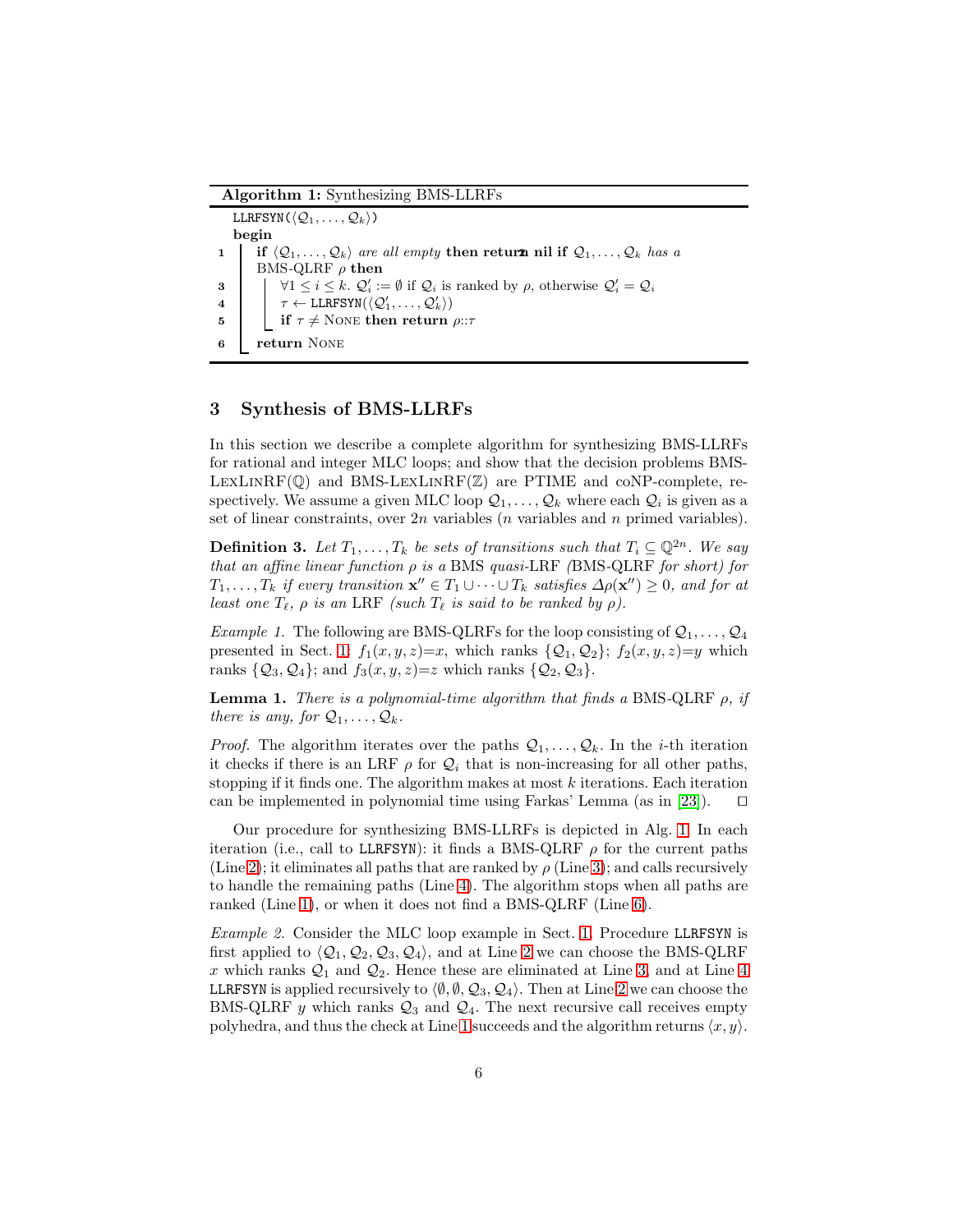**Algorithm 1:** Synthesizing BMS-LLRFs

```
LLRFSYN(⟨Q_1, ..., Q_k⟩)
begin
1   if ⟨Q_1, ..., Q_k⟩ are all empty then return nil
2   if Q_1, ..., Q_k has a BMS-QLRF ρ then
3       ∀1 ≤ i ≤ k. Q'_i := ∅ if Q_i is ranked by ρ, otherwise Q'_i = Q_i
4       τ ← LLRFSYN(⟨Q'_1, ..., Q'_k⟩)
5       if τ ≠ None then return ρ::τ
6   return None
```

## 3 Synthesis of BMS-LLRFs

In this section we describe a complete algorithm for synthesizing BMS-LLRFs for rational and integer MLC loops; and show that the decision problems BMS-LexLinRF($\mathbb{Q}$) and BMS-LexLinRF($\mathbb{Z}$) are PTIME and coNP-complete, respectively. We assume a given MLC loop $\mathcal{Q}_1, \dots, \mathcal{Q}_k$ where each $\mathcal{Q}_i$ is given as a set of linear constraints, over $2n$ variables ($n$ variables and $n$ primed variables).

**Definition 3.** *Let $T_1, \dots, T_k$ be sets of transitions such that $T_i \subseteq \mathbb{Q}^{2n}$. We say that an affine linear function $\rho$ is a* BMS *quasi*-LRF *(*BMS-QLRF *for short) for $T_1, \dots, T_k$ if every transition $\mathbf{x}'' \in T_1 \cup \dots \cup T_k$ satisfies $\Delta\rho(\mathbf{x}'') \geq 0$, and for at least one $T_\ell$, $\rho$ is an* LRF *(such $T_\ell$ is said to be ranked by $\rho$).*

*Example 1.* The following are BMS-QLRFs for the loop consisting of $\mathcal{Q}_1, \dots, \mathcal{Q}_4$ presented in Sect. 1: $f_1(x,y,z){=}x$, which ranks $\{\mathcal{Q}_1, \mathcal{Q}_2\}$; $f_2(x,y,z){=}y$ which ranks $\{\mathcal{Q}_3, \mathcal{Q}_4\}$; and $f_3(x,y,z){=}z$ which ranks $\{\mathcal{Q}_2, \mathcal{Q}_3\}$.

**Lemma 1.** *There is a polynomial-time algorithm that finds a* BMS-QLRF *$\rho$, if there is any, for $\mathcal{Q}_1, \dots, \mathcal{Q}_k$.*

*Proof.* The algorithm iterates over the paths $\mathcal{Q}_1, \dots, \mathcal{Q}_k$. In the $i$-th iteration it checks if there is an LRF $\rho$ for $\mathcal{Q}_i$ that is non-increasing for all other paths, stopping if it finds one. The algorithm makes at most $k$ iterations. Each iteration can be implemented in polynomial time using Farkas' Lemma (as in [23]). ◻

Our procedure for synthesizing BMS-LLRFs is depicted in Alg. 1. In each iteration (i.e., call to LLRFSYN): it finds a BMS-QLRF $\rho$ for the current paths (Line 2); it eliminates all paths that are ranked by $\rho$ (Line 3); and calls recursively to handle the remaining paths (Line 4). The algorithm stops when all paths are ranked (Line 1), or when it does not find a BMS-QLRF (Line 6).

*Example 2.* Consider the MLC loop example in Sect. 1. Procedure LLRFSYN is first applied to $\langle \mathcal{Q}_1, \mathcal{Q}_2, \mathcal{Q}_3, \mathcal{Q}_4 \rangle$, and at Line 2 we can choose the BMS-QLRF $x$ which ranks $\mathcal{Q}_1$ and $\mathcal{Q}_2$. Hence these are eliminated at Line 3, and at Line 4 LLRFSYN is applied recursively to $\langle \emptyset, \emptyset, \mathcal{Q}_3, \mathcal{Q}_4 \rangle$. Then at Line 2 we can choose the BMS-QLRF $y$ which ranks $\mathcal{Q}_3$ and $\mathcal{Q}_4$. The next recursive call receives empty polyhedra, and thus the check at Line 1 succeeds and the algorithm returns $\langle x, y \rangle$.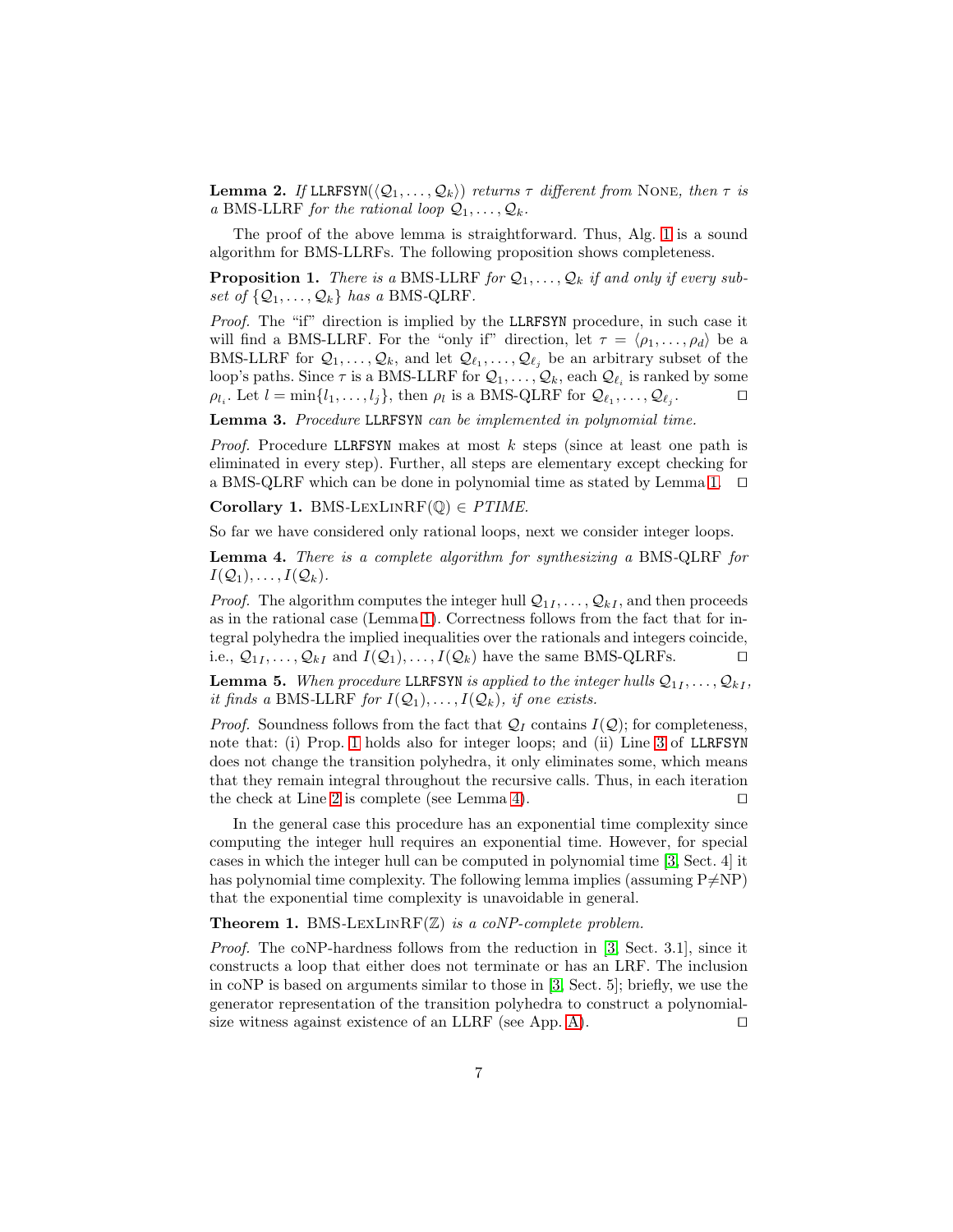**Lemma 2.** *If* `LLRFSYN`($\langle \mathcal{Q}_1, \ldots, \mathcal{Q}_k \rangle$) *returns* $\tau$ *different from* None*, then* $\tau$ *is a* BMS-LLRF *for the rational loop* $\mathcal{Q}_1, \ldots, \mathcal{Q}_k$.

The proof of the above lemma is straightforward. Thus, Alg. 1 is a sound algorithm for BMS-LLRFs. The following proposition shows completeness.

**Proposition 1.** *There is a* BMS-LLRF *for* $\mathcal{Q}_1, \ldots, \mathcal{Q}_k$ *if and only if every subset of* $\{\mathcal{Q}_1, \ldots, \mathcal{Q}_k\}$ *has a* BMS-QLRF.

*Proof.* The "if" direction is implied by the `LLRFSYN` procedure, in such case it will find a BMS-LLRF. For the "only if" direction, let $\tau = \langle \rho_1, \ldots, \rho_d \rangle$ be a BMS-LLRF for $\mathcal{Q}_1, \ldots, \mathcal{Q}_k$, and let $\mathcal{Q}_{\ell_1}, \ldots, \mathcal{Q}_{\ell_j}$ be an arbitrary subset of the loop's paths. Since $\tau$ is a BMS-LLRF for $\mathcal{Q}_1, \ldots, \mathcal{Q}_k$, each $\mathcal{Q}_{\ell_i}$ is ranked by some $\rho_{l_i}$. Let $l = \min\{l_1, \ldots, l_j\}$, then $\rho_l$ is a BMS-QLRF for $\mathcal{Q}_{\ell_1}, \ldots, \mathcal{Q}_{\ell_j}$. $\square$

**Lemma 3.** *Procedure* `LLRFSYN` *can be implemented in polynomial time.*

*Proof.* Procedure `LLRFSYN` makes at most $k$ steps (since at least one path is eliminated in every step). Further, all steps are elementary except checking for a BMS-QLRF which can be done in polynomial time as stated by Lemma 1. $\square$

**Corollary 1.** BMS-LexLinRF($\mathbb{Q}$) $\in$ *PTIME.*

So far we have considered only rational loops, next we consider integer loops.

**Lemma 4.** *There is a complete algorithm for synthesizing a* BMS-QLRF *for* $I(\mathcal{Q}_1), \ldots, I(\mathcal{Q}_k)$.

*Proof.* The algorithm computes the integer hull $\mathcal{Q}_{1I}, \ldots, \mathcal{Q}_{kI}$, and then proceeds as in the rational case (Lemma 1). Correctness follows from the fact that for integral polyhedra the implied inequalities over the rationals and integers coincide, i.e., $\mathcal{Q}_{1I}, \ldots, \mathcal{Q}_{kI}$ and $I(\mathcal{Q}_1), \ldots, I(\mathcal{Q}_k)$ have the same BMS-QLRFs. $\square$

**Lemma 5.** *When procedure* `LLRFSYN` *is applied to the integer hulls* $\mathcal{Q}_{1I}, \ldots, \mathcal{Q}_{kI}$*, it finds a* BMS-LLRF *for* $I(\mathcal{Q}_1), \ldots, I(\mathcal{Q}_k)$*, if one exists.*

*Proof.* Soundness follows from the fact that $\mathcal{Q}_I$ contains $I(\mathcal{Q})$; for completeness, note that: (i) Prop. 1 holds also for integer loops; and (ii) Line 3 of `LLRFSYN` does not change the transition polyhedra, it only eliminates some, which means that they remain integral throughout the recursive calls. Thus, in each iteration the check at Line 2 is complete (see Lemma 4). $\square$

In the general case this procedure has an exponential time complexity since computing the integer hull requires an exponential time. However, for special cases in which the integer hull can be computed in polynomial time [3, Sect. 4] it has polynomial time complexity. The following lemma implies (assuming P$\neq$NP) that the exponential time complexity is unavoidable in general.

**Theorem 1.** BMS-LexLinRF($\mathbb{Z}$) *is a coNP-complete problem.*

*Proof.* The coNP-hardness follows from the reduction in [3, Sect. 3.1], since it constructs a loop that either does not terminate or has an LRF. The inclusion in coNP is based on arguments similar to those in [3, Sect. 5]; briefly, we use the generator representation of the transition polyhedra to construct a polynomial-size witness against existence of an LLRF (see App. A). $\square$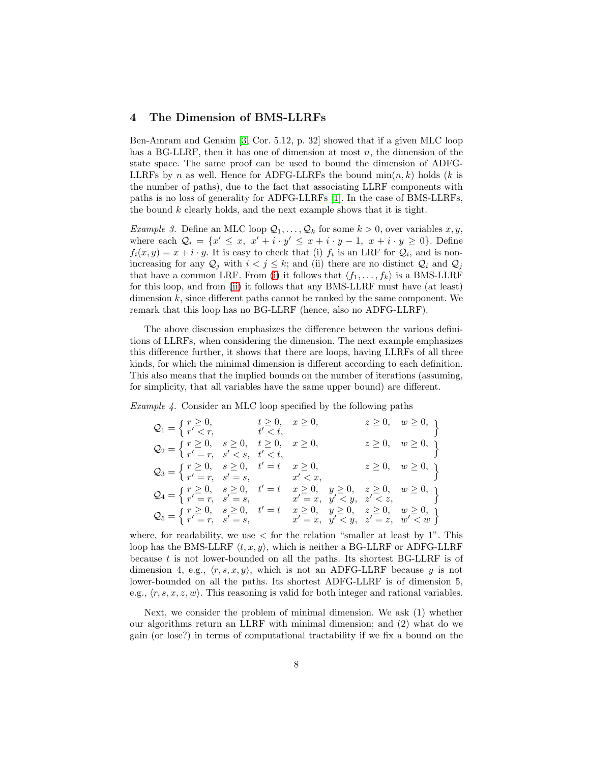## 4 The Dimension of BMS-LLRFs

Ben-Amram and Genaim [3, Cor. 5.12, p. 32] showed that if a given MLC loop has a BG-LLRF, then it has one of dimension at most $n$, the dimension of the state space. The same proof can be used to bound the dimension of ADFG-LLRFs by $n$ as well. Hence for ADFG-LLRFs the bound $\min(n, k)$ holds ($k$ is the number of paths), due to the fact that associating LLRF components with paths is no loss of generality for ADFG-LLRFs [1]. In the case of BMS-LLRFs, the bound $k$ clearly holds, and the next example shows that it is tight.

*Example 3.* Define an MLC loop $\mathcal{Q}_1, \ldots, \mathcal{Q}_k$ for some $k > 0$, over variables $x, y$, where each $\mathcal{Q}_i = \{x' \leq x,\ x' + i \cdot y' \leq x + i \cdot y - 1,\ x + i \cdot y \geq 0\}$. Define $f_i(x, y) = x + i \cdot y$. It is easy to check that (i) $f_i$ is an LRF for $\mathcal{Q}_i$, and is non-increasing for any $\mathcal{Q}_j$ with $i < j \leq k$; and (ii) there are no distinct $\mathcal{Q}_i$ and $\mathcal{Q}_j$ that have a common LRF. From (i) it follows that $\langle f_1, \ldots, f_k \rangle$ is a BMS-LLRF for this loop, and from (ii) it follows that any BMS-LLRF must have (at least) dimension $k$, since different paths cannot be ranked by the same component. We remark that this loop has no BG-LLRF (hence, also no ADFG-LLRF).

The above discussion emphasizes the difference between the various definitions of LLRFs, when considering the dimension. The next example emphasizes this difference further, it shows that there are loops, having LLRFs of all three kinds, for which the minimal dimension is different according to each definition. This also means that the implied bounds on the number of iterations (assuming, for simplicity, that all variables have the same upper bound) are different.

*Example 4.* Consider an MLC loop specified by the following paths

$$
\begin{aligned}
\mathcal{Q}_1 &= \left\{ \begin{array}{llllllll} r \geq 0, & & t \geq 0, & x \geq 0, & & z \geq 0, & w \geq 0, \\ r' < r, & & t' < t, & & & & \end{array} \right\} \\
\mathcal{Q}_2 &= \left\{ \begin{array}{llllllll} r \geq 0, & s \geq 0, & t \geq 0, & x \geq 0, & & z \geq 0, & w \geq 0, \\ r' = r, & s' < s, & t' < t, & & & & \end{array} \right\} \\
\mathcal{Q}_3 &= \left\{ \begin{array}{llllllll} r \geq 0, & s \geq 0, & t' = t & x \geq 0, & & z \geq 0, & w \geq 0, \\ r' = r, & s' = s, & & x' < x, & & & \end{array} \right\} \\
\mathcal{Q}_4 &= \left\{ \begin{array}{llllllll} r \geq 0, & s \geq 0, & t' = t & x \geq 0, & y \geq 0, & z \geq 0, & w \geq 0, \\ r' = r, & s' = s, & & x' = x, & y' < y, & z' < z, & \end{array} \right\} \\
\mathcal{Q}_5 &= \left\{ \begin{array}{llllllll} r \geq 0, & s \geq 0, & t' = t & x \geq 0, & y \geq 0, & z \geq 0, & w \geq 0, \\ r' = r, & s' = s, & & x' = x, & y' < y, & z' = z, & w' < w \end{array} \right\}
\end{aligned}
$$

where, for readability, we use $<$ for the relation "smaller at least by 1". This loop has the BMS-LLRF $\langle t, x, y \rangle$, which is neither a BG-LLRF or ADFG-LLRF because $t$ is not lower-bounded on all the paths. Its shortest BG-LLRF is of dimension 4, e.g., $\langle r, s, x, y \rangle$, which is not an ADFG-LLRF because $y$ is not lower-bounded on all the paths. Its shortest ADFG-LLRF is of dimension 5, e.g., $\langle r, s, x, z, w \rangle$. This reasoning is valid for both integer and rational variables.

Next, we consider the problem of minimal dimension. We ask (1) whether our algorithms return an LLRF with minimal dimension; and (2) what do we gain (or lose?) in terms of computational tractability if we fix a bound on the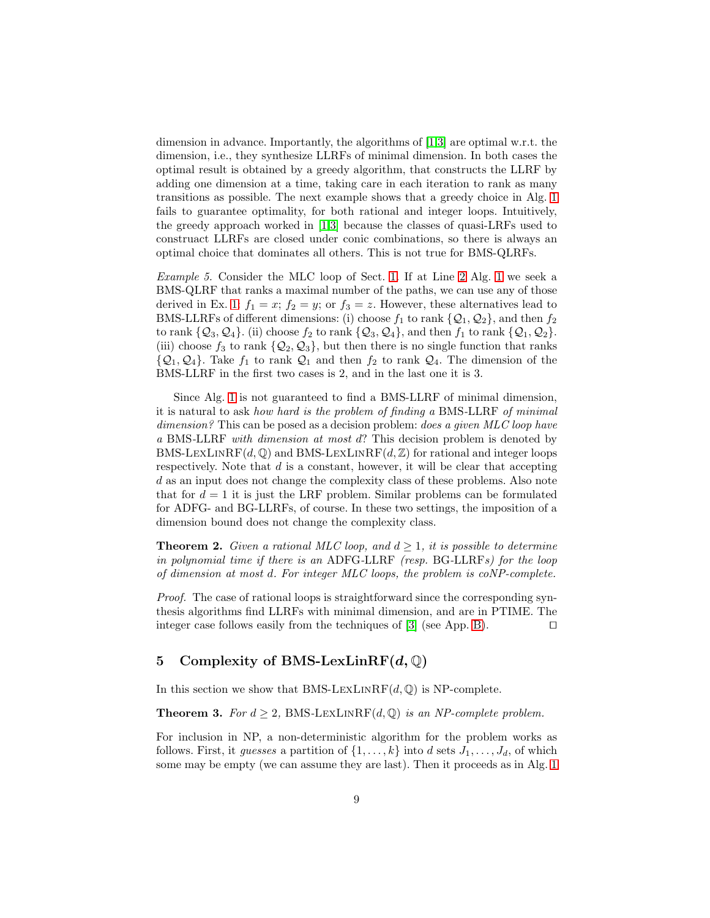dimension in advance. Importantly, the algorithms of [1,3] are optimal w.r.t. the dimension, i.e., they synthesize LLRFs of minimal dimension. In both cases the optimal result is obtained by a greedy algorithm, that constructs the LLRF by adding one dimension at a time, taking care in each iteration to rank as many transitions as possible. The next example shows that a greedy choice in Alg. 1 fails to guarantee optimality, for both rational and integer loops. Intuitively, the greedy approach worked in [1,3] because the classes of quasi-LRFs used to construact LLRFs are closed under conic combinations, so there is always an optimal choice that dominates all others. This is not true for BMS-QLRFs.

*Example 5.* Consider the MLC loop of Sect. 1. If at Line 2 Alg. 1 we seek a BMS-QLRF that ranks a maximal number of the paths, we can use any of those derived in Ex. 1: $f_1 = x$; $f_2 = y$; or $f_3 = z$. However, these alternatives lead to BMS-LLRFs of different dimensions: (i) choose $f_1$ to rank $\{\mathcal{Q}_1, \mathcal{Q}_2\}$, and then $f_2$ to rank $\{\mathcal{Q}_3, \mathcal{Q}_4\}$. (ii) choose $f_2$ to rank $\{\mathcal{Q}_3, \mathcal{Q}_4\}$, and then $f_1$ to rank $\{\mathcal{Q}_1, \mathcal{Q}_2\}$. (iii) choose $f_3$ to rank $\{\mathcal{Q}_2, \mathcal{Q}_3\}$, but then there is no single function that ranks $\{\mathcal{Q}_1, \mathcal{Q}_4\}$. Take $f_1$ to rank $\mathcal{Q}_1$ and then $f_2$ to rank $\mathcal{Q}_4$. The dimension of the BMS-LLRF in the first two cases is 2, and in the last one it is 3.

Since Alg. 1 is not guaranteed to find a BMS-LLRF of minimal dimension, it is natural to ask *how hard is the problem of finding a* BMS-LLRF *of minimal dimension?* This can be posed as a decision problem: *does a given MLC loop have a* BMS-LLRF *with dimension at most $d$?* This decision problem is denoted by BMS-LexLinRF$(d, \mathbb{Q})$ and BMS-LexLinRF$(d, \mathbb{Z})$ for rational and integer loops respectively. Note that $d$ is a constant, however, it will be clear that accepting $d$ as an input does not change the complexity class of these problems. Also note that for $d = 1$ it is just the LRF problem. Similar problems can be formulated for ADFG- and BG-LLRFs, of course. In these two settings, the imposition of a dimension bound does not change the complexity class.

**Theorem 2.** *Given a rational MLC loop, and $d \geq 1$, it is possible to determine in polynomial time if there is an* ADFG-LLRF *(resp.* BG-LLRF*s) for the loop of dimension at most $d$. For integer MLC loops, the problem is coNP-complete.*

*Proof.* The case of rational loops is straightforward since the corresponding synthesis algorithms find LLRFs with minimal dimension, and are in PTIME. The integer case follows easily from the techniques of [3] (see App. B). □

## 5 Complexity of BMS-LexLinRF$(d, \mathbb{Q})$

In this section we show that BMS-LexLinRF$(d, \mathbb{Q})$ is NP-complete.

**Theorem 3.** *For $d \geq 2$,* BMS-LexLinRF$(d, \mathbb{Q})$ *is an NP-complete problem.*

For inclusion in NP, a non-deterministic algorithm for the problem works as follows. First, it *guesses* a partition of $\{1, \dots, k\}$ into $d$ sets $J_1, \dots, J_d$, of which some may be empty (we can assume they are last). Then it proceeds as in Alg. 1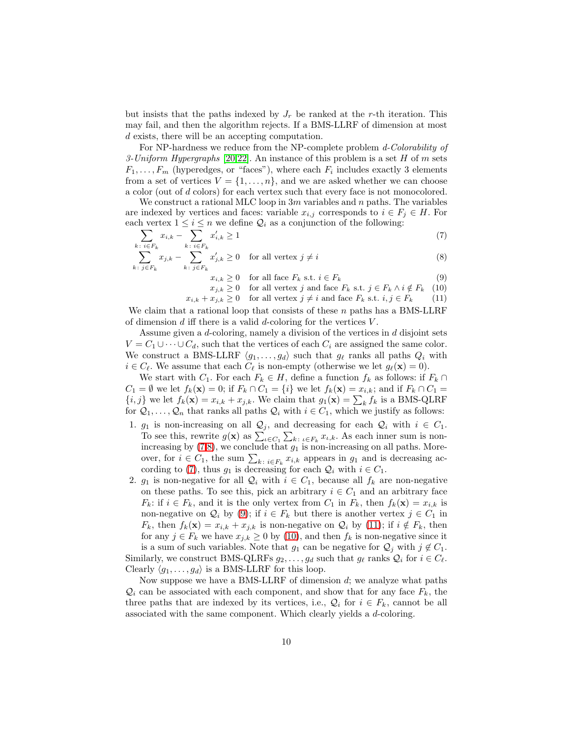but insists that the paths indexed by $J_r$ be ranked at the $r$-th iteration. This may fail, and then the algorithm rejects. If a BMS-LLRF of dimension at most $d$ exists, there will be an accepting computation.

For NP-hardness we reduce from the NP-complete problem *$d$-Colorability of 3-Uniform Hypergraphs* [20,22]. An instance of this problem is a set $H$ of $m$ sets $F_1, \ldots, F_m$ (hyperedges, or "faces"), where each $F_i$ includes exactly 3 elements from a set of vertices $V = \{1, \ldots, n\}$, and we are asked whether we can choose a color (out of $d$ colors) for each vertex such that every face is not monocolored.

We construct a rational MLC loop in $3m$ variables and $n$ paths. The variables are indexed by vertices and faces: variable $x_{i,j}$ corresponds to $i \in F_j \in H$. For each vertex $1 \le i \le n$ we define $\mathcal{Q}_i$ as a conjunction of the following:

$$\sum_{k:\, i \in F_k} x_{i,k} - \sum_{k:\, i \in F_k} x'_{i,k} \ge 1 \tag{7}$$

$$\sum_{k:\, j \in F_k} x_{j,k} - \sum_{k:\, j \in F_k} x'_{j,k} \ge 0 \quad \text{for all vertex } j \ne i \tag{8}$$

$$x_{i,k} \ge 0 \quad \text{for all face } F_k \text{ s.t. } i \in F_k \tag{9}$$

$$x_{j,k} \ge 0 \quad \text{for all vertex } j \text{ and face } F_k \text{ s.t. } j \in F_k \wedge i \notin F_k \tag{10}$$

$$x_{i,k} + x_{j,k} \ge 0 \quad \text{for all vertex } j \ne i \text{ and face } F_k \text{ s.t. } i, j \in F_k \tag{11}$$

We claim that a rational loop that consists of these $n$ paths has a BMS-LLRF of dimension $d$ iff there is a valid $d$-coloring for the vertices $V$.

Assume given a $d$-coloring, namely a division of the vertices in $d$ disjoint sets $V = C_1 \cup \cdots \cup C_d$, such that the vertices of each $C_i$ are assigned the same color. We construct a BMS-LLRF $\langle g_1, \ldots, g_d \rangle$ such that $g_\ell$ ranks all paths $Q_i$ with $i \in C_\ell$. We assume that each $C_\ell$ is non-empty (otherwise we let $g_\ell(\mathbf{x}) = 0$).

We start with $C_1$. For each $F_k \in H$, define a function $f_k$ as follows: if $F_k \cap C_1 = \emptyset$ we let $f_k(\mathbf{x}) = 0$; if $F_k \cap C_1 = \{i\}$ we let $f_k(\mathbf{x}) = x_{i,k}$; and if $F_k \cap C_1 = \{i, j\}$ we let $f_k(\mathbf{x}) = x_{i,k} + x_{j,k}$. We claim that $g_1(\mathbf{x}) = \sum_k f_k$ is a BMS-QLRF for $\mathcal{Q}_1, \ldots, \mathcal{Q}_n$ that ranks all paths $\mathcal{Q}_i$ with $i \in C_1$, which we justify as follows:

1. $g_1$ is non-increasing on all $\mathcal{Q}_j$, and decreasing for each $\mathcal{Q}_i$ with $i \in C_1$. To see this, rewrite $g(\mathbf{x})$ as $\sum_{\iota \in C_1} \sum_{k:\, \iota \in F_k} x_{\iota,k}$. As each inner sum is non-increasing by (7,8), we conclude that $g_1$ is non-increasing on all paths. Moreover, for $i \in C_1$, the sum $\sum_{k:\, i \in F_k} x_{i,k}$ appears in $g_1$ and is decreasing according to (7), thus $g_1$ is decreasing for each $\mathcal{Q}_i$ with $i \in C_1$.
2. $g_1$ is non-negative for all $\mathcal{Q}_i$ with $i \in C_1$, because all $f_k$ are non-negative on these paths. To see this, pick an arbitrary $i \in C_1$ and an arbitrary face $F_k$: if $i \in F_k$, and it is the only vertex from $C_1$ in $F_k$, then $f_k(\mathbf{x}) = x_{i,k}$ is non-negative on $\mathcal{Q}_i$ by (9); if $i \in F_k$ but there is another vertex $j \in C_1$ in $F_k$, then $f_k(\mathbf{x}) = x_{i,k} + x_{j,k}$ is non-negative on $\mathcal{Q}_i$ by (11); if $i \notin F_k$, then for any $j \in F_k$ we have $x_{j,k} \ge 0$ by (10), and then $f_k$ is non-negative since it is a sum of such variables. Note that $g_1$ can be negative for $\mathcal{Q}_j$ with $j \notin C_1$.

Similarly, we construct BMS-QLRFs $g_2, \ldots, g_d$ such that $g_\ell$ ranks $\mathcal{Q}_i$ for $i \in C_\ell$. Clearly $\langle g_1, \ldots, g_d \rangle$ is a BMS-LLRF for this loop.

Now suppose we have a BMS-LLRF of dimension $d$; we analyze what paths $\mathcal{Q}_i$ can be associated with each component, and show that for any face $F_k$, the three paths that are indexed by its vertices, i.e., $\mathcal{Q}_i$ for $i \in F_k$, cannot be all associated with the same component. Which clearly yields a $d$-coloring.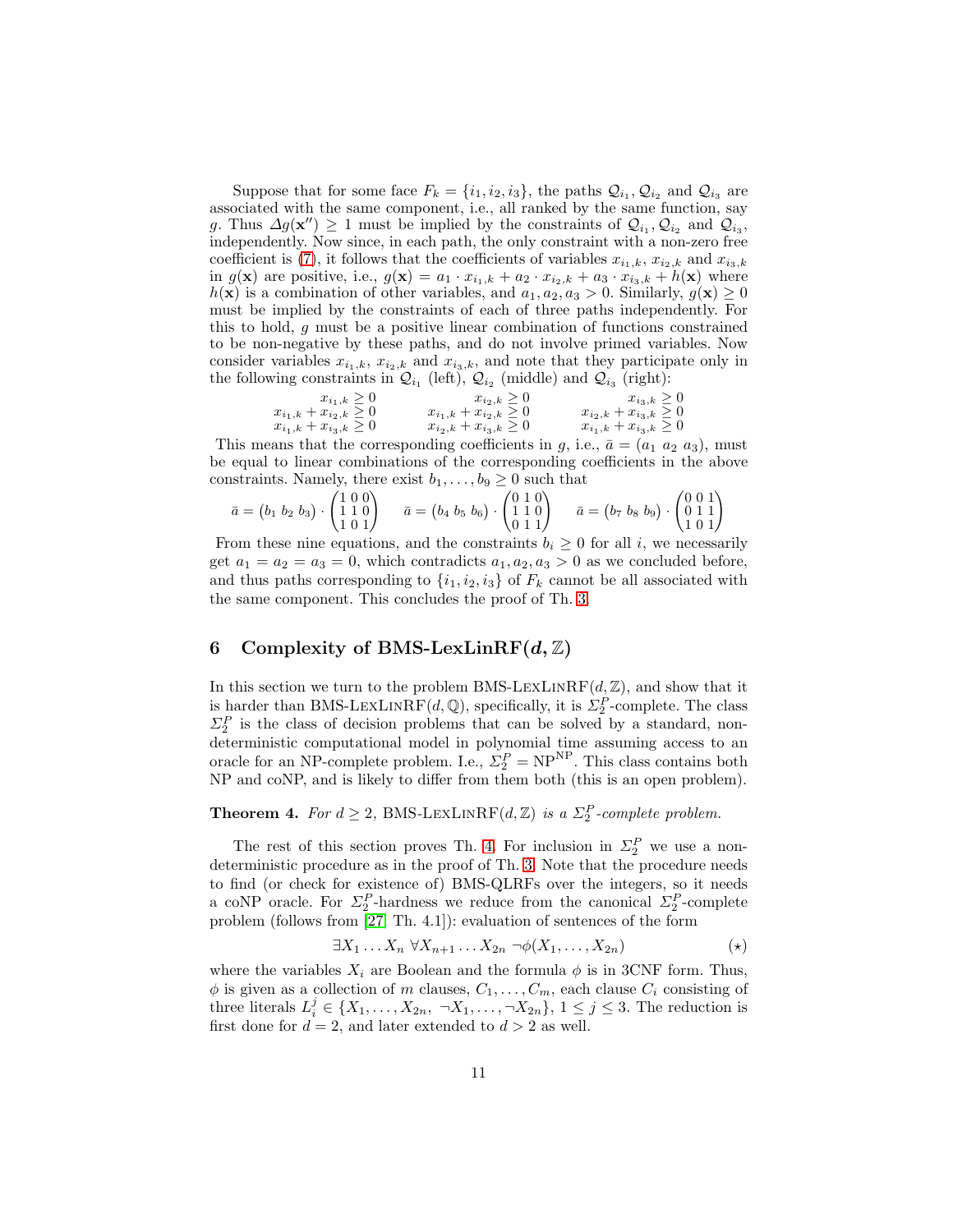Suppose that for some face $F_k = \{i_1, i_2, i_3\}$, the paths $\mathcal{Q}_{i_1}$, $\mathcal{Q}_{i_2}$ and $\mathcal{Q}_{i_3}$ are associated with the same component, i.e., all ranked by the same function, say $g$. Thus $\Delta g(\mathbf{x}'') \geq 1$ must be implied by the constraints of $\mathcal{Q}_{i_1}$, $\mathcal{Q}_{i_2}$ and $\mathcal{Q}_{i_3}$, independently. Now since, in each path, the only constraint with a non-zero free coefficient is (7), it follows that the coefficients of variables $x_{i_1,k}$, $x_{i_2,k}$ and $x_{i_3,k}$ in $g(\mathbf{x})$ are positive, i.e., $g(\mathbf{x}) = a_1 \cdot x_{i_1,k} + a_2 \cdot x_{i_2,k} + a_3 \cdot x_{i_3,k} + h(\mathbf{x})$ where $h(\mathbf{x})$ is a combination of other variables, and $a_1, a_2, a_3 > 0$. Similarly, $g(\mathbf{x}) \geq 0$ must be implied by the constraints of each of three paths independently. For this to hold, $g$ must be a positive linear combination of functions constrained to be non-negative by these paths, and do not involve primed variables. Now consider variables $x_{i_1,k}$, $x_{i_2,k}$ and $x_{i_3,k}$, and note that they participate only in the following constraints in $\mathcal{Q}_{i_1}$ (left), $\mathcal{Q}_{i_2}$ (middle) and $\mathcal{Q}_{i_3}$ (right):

$$
\begin{array}{r} x_{i_1,k} \geq 0 \\ x_{i_1,k} + x_{i_2,k} \geq 0 \\ x_{i_1,k} + x_{i_3,k} \geq 0 \end{array}
\qquad
\begin{array}{r} x_{i_2,k} \geq 0 \\ x_{i_1,k} + x_{i_2,k} \geq 0 \\ x_{i_2,k} + x_{i_3,k} \geq 0 \end{array}
\qquad
\begin{array}{r} x_{i_3,k} \geq 0 \\ x_{i_2,k} + x_{i_3,k} \geq 0 \\ x_{i_1,k} + x_{i_3,k} \geq 0 \end{array}
$$

This means that the corresponding coefficients in $g$, i.e., $\bar{a} = (a_1\ a_2\ a_3)$, must be equal to linear combinations of the corresponding coefficients in the above constraints. Namely, there exist $b_1, \ldots, b_9 \geq 0$ such that

$$
\bar{a} = \begin{pmatrix} b_1 & b_2 & b_3 \end{pmatrix} \cdot \begin{pmatrix} 1 & 0 & 0 \\ 1 & 1 & 0 \\ 1 & 0 & 1 \end{pmatrix}
\qquad
\bar{a} = \begin{pmatrix} b_4 & b_5 & b_6 \end{pmatrix} \cdot \begin{pmatrix} 0 & 1 & 0 \\ 1 & 1 & 0 \\ 0 & 1 & 1 \end{pmatrix}
\qquad
\bar{a} = \begin{pmatrix} b_7 & b_8 & b_9 \end{pmatrix} \cdot \begin{pmatrix} 0 & 0 & 1 \\ 0 & 1 & 1 \\ 1 & 0 & 1 \end{pmatrix}
$$

From these nine equations, and the constraints $b_i \geq 0$ for all $i$, we necessarily get $a_1 = a_2 = a_3 = 0$, which contradicts $a_1, a_2, a_3 > 0$ as we concluded before, and thus paths corresponding to $\{i_1, i_2, i_3\}$ of $F_k$ cannot be all associated with the same component. This concludes the proof of Th. 3.

## 6 Complexity of BMS-LexLinRF($d, \mathbb{Z}$)

In this section we turn to the problem BMS-LexLinRF($d, \mathbb{Z}$), and show that it is harder than BMS-LexLinRF($d, \mathbb{Q}$), specifically, it is $\Sigma_2^P$-complete. The class $\Sigma_2^P$ is the class of decision problems that can be solved by a standard, non-deterministic computational model in polynomial time assuming access to an oracle for an NP-complete problem. I.e., $\Sigma_2^P = \mathrm{NP}^{\mathrm{NP}}$. This class contains both NP and coNP, and is likely to differ from them both (this is an open problem).

**Theorem 4.** *For $d \geq 2$, BMS-LexLinRF($d, \mathbb{Z}$) is a $\Sigma_2^P$-complete problem.*

The rest of this section proves Th. 4. For inclusion in $\Sigma_2^P$ we use a non-deterministic procedure as in the proof of Th. 3. Note that the procedure needs to find (or check for existence of) BMS-QLRFs over the integers, so it needs a coNP oracle. For $\Sigma_2^P$-hardness we reduce from the canonical $\Sigma_2^P$-complete problem (follows from [27, Th. 4.1]): evaluation of sentences of the form

$$
\exists X_1 \ldots X_n \ \forall X_{n+1} \ldots X_{2n} \ \neg\phi(X_1, \ldots, X_{2n}) \qquad (\star)
$$

where the variables $X_i$ are Boolean and the formula $\phi$ is in 3CNF form. Thus, $\phi$ is given as a collection of $m$ clauses, $C_1, \ldots, C_m$, each clause $C_i$ consisting of three literals $L_i^j \in \{X_1, \ldots, X_{2n}, \neg X_1, \ldots, \neg X_{2n}\}$, $1 \leq j \leq 3$. The reduction is first done for $d = 2$, and later extended to $d > 2$ as well.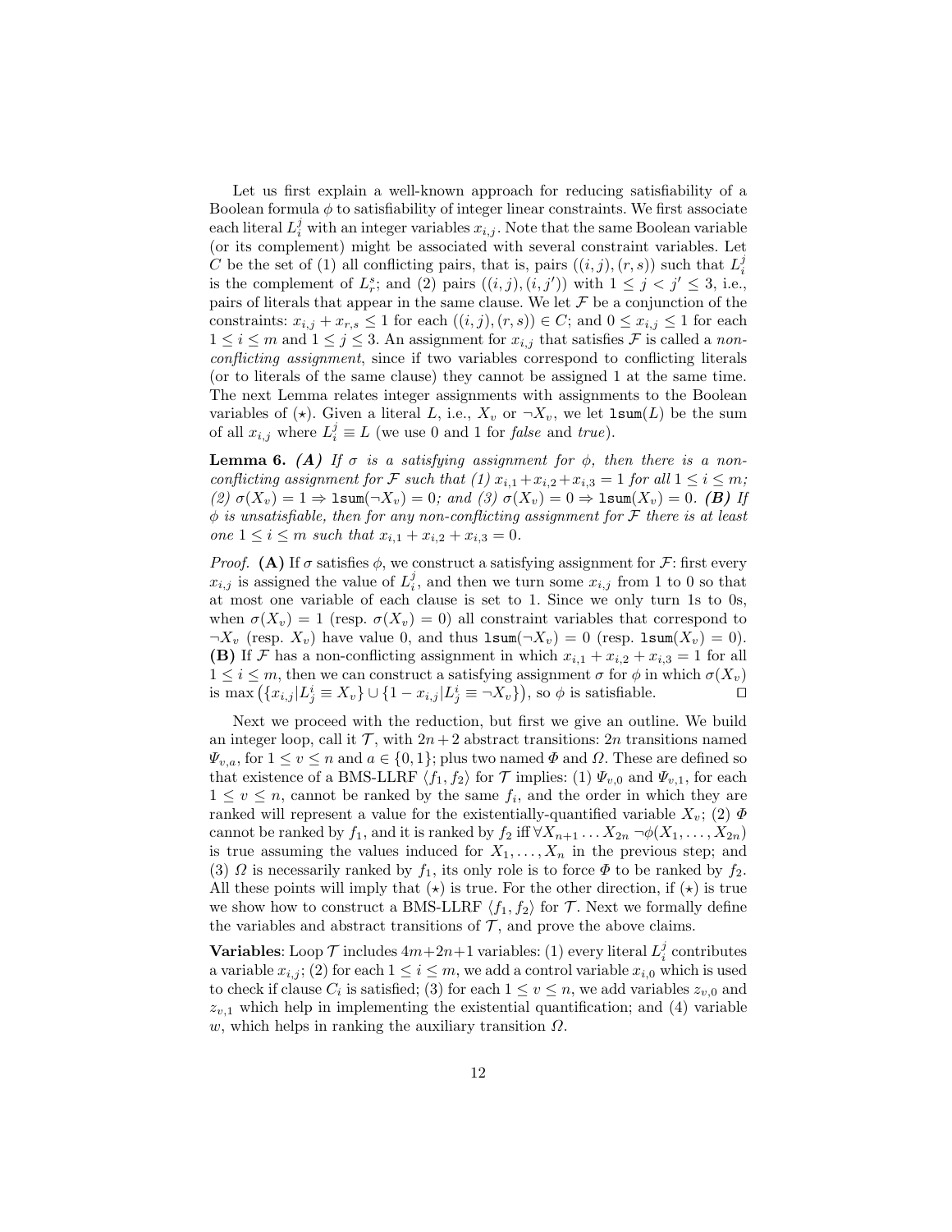Let us first explain a well-known approach for reducing satisfiability of a Boolean formula $\phi$ to satisfiability of integer linear constraints. We first associate each literal $L_i^j$ with an integer variables $x_{i,j}$. Note that the same Boolean variable (or its complement) might be associated with several constraint variables. Let $C$ be the set of (1) all conflicting pairs, that is, pairs $((i,j),(r,s))$ such that $L_i^j$ is the complement of $L_r^s$; and (2) pairs $((i,j),(i,j'))$ with $1 \leq j < j' \leq 3$, i.e., pairs of literals that appear in the same clause. We let $\mathcal{F}$ be a conjunction of the constraints: $x_{i,j} + x_{r,s} \leq 1$ for each $((i,j),(r,s)) \in C$; and $0 \leq x_{i,j} \leq 1$ for each $1 \leq i \leq m$ and $1 \leq j \leq 3$. An assignment for $x_{i,j}$ that satisfies $\mathcal{F}$ is called a *non-conflicting assignment*, since if two variables correspond to conflicting literals (or to literals of the same clause) they cannot be assigned 1 at the same time. The next Lemma relates integer assignments with assignments to the Boolean variables of ($\star$). Given a literal $L$, i.e., $X_v$ or $\neg X_v$, we let $\mathtt{lsum}(L)$ be the sum of all $x_{i,j}$ where $L_i^j \equiv L$ (we use 0 and 1 for *false* and *true*).

**Lemma 6.** ***(A)*** *If $\sigma$ is a satisfying assignment for $\phi$, then there is a non-conflicting assignment for $\mathcal{F}$ such that (1) $x_{i,1}+x_{i,2}+x_{i,3} = 1$ for all $1 \leq i \leq m$; (2) $\sigma(X_v) = 1 \Rightarrow \mathtt{lsum}(\neg X_v) = 0$; and (3) $\sigma(X_v) = 0 \Rightarrow \mathtt{lsum}(X_v) = 0$.* ***(B)*** *If $\phi$ is unsatisfiable, then for any non-conflicting assignment for $\mathcal{F}$ there is at least one $1 \leq i \leq m$ such that $x_{i,1} + x_{i,2} + x_{i,3} = 0$.*

*Proof.* **(A)** If $\sigma$ satisfies $\phi$, we construct a satisfying assignment for $\mathcal{F}$: first every $x_{i,j}$ is assigned the value of $L_i^j$, and then we turn some $x_{i,j}$ from 1 to 0 so that at most one variable of each clause is set to 1. Since we only turn 1s to 0s, when $\sigma(X_v) = 1$ (resp. $\sigma(X_v) = 0$) all constraint variables that correspond to $\neg X_v$ (resp. $X_v$) have value 0, and thus $\mathtt{lsum}(\neg X_v) = 0$ (resp. $\mathtt{lsum}(X_v) = 0$). **(B)** If $\mathcal{F}$ has a non-conflicting assignment in which $x_{i,1} + x_{i,2} + x_{i,3} = 1$ for all $1 \leq i \leq m$, then we can construct a satisfying assignment $\sigma$ for $\phi$ in which $\sigma(X_v)$ is $\max\left(\{x_{i,j} | L_j^i \equiv X_v\} \cup \{1 - x_{i,j} | L_j^i \equiv \neg X_v\}\right)$, so $\phi$ is satisfiable. $\square$

Next we proceed with the reduction, but first we give an outline. We build an integer loop, call it $\mathcal{T}$, with $2n+2$ abstract transitions: $2n$ transitions named $\Psi_{v,a}$, for $1 \leq v \leq n$ and $a \in \{0,1\}$; plus two named $\Phi$ and $\Omega$. These are defined so that existence of a BMS-LLRF $\langle f_1, f_2 \rangle$ for $\mathcal{T}$ implies: (1) $\Psi_{v,0}$ and $\Psi_{v,1}$, for each $1 \leq v \leq n$, cannot be ranked by the same $f_i$, and the order in which they are ranked will represent a value for the existentially-quantified variable $X_v$; (2) $\Phi$ cannot be ranked by $f_1$, and it is ranked by $f_2$ iff $\forall X_{n+1} \dots X_{2n}\, \neg\phi(X_1, \dots, X_{2n})$ is true assuming the values induced for $X_1, \dots, X_n$ in the previous step; and (3) $\Omega$ is necessarily ranked by $f_1$, its only role is to force $\Phi$ to be ranked by $f_2$. All these points will imply that ($\star$) is true. For the other direction, if ($\star$) is true we show how to construct a BMS-LLRF $\langle f_1, f_2 \rangle$ for $\mathcal{T}$. Next we formally define the variables and abstract transitions of $\mathcal{T}$, and prove the above claims.

**Variables**: Loop $\mathcal{T}$ includes $4m+2n+1$ variables: (1) every literal $L_i^j$ contributes a variable $x_{i,j}$; (2) for each $1 \leq i \leq m$, we add a control variable $x_{i,0}$ which is used to check if clause $C_i$ is satisfied; (3) for each $1 \leq v \leq n$, we add variables $z_{v,0}$ and $z_{v,1}$ which help in implementing the existential quantification; and (4) variable $w$, which helps in ranking the auxiliary transition $\Omega$.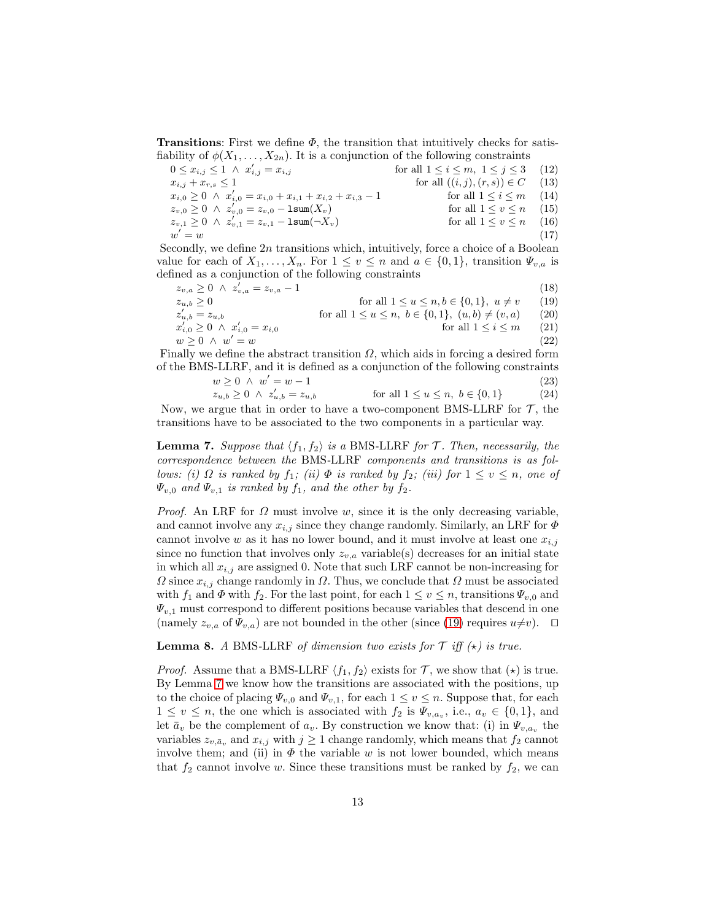**Transitions**: First we define $\Phi$, the transition that intuitively checks for satisfiability of $\phi(X_1, \dots, X_{2n})$. It is a conjunction of the following constraints

$$0 \le x_{i,j} \le 1 \;\wedge\; x'_{i,j} = x_{i,j} \qquad \text{for all } 1 \le i \le m,\ 1 \le j \le 3 \tag{12}$$

$$x_{i,j} + x_{r,s} \le 1 \qquad \text{for all } ((i,j),(r,s)) \in C \tag{13}$$

$$x_{i,0} \ge 0 \;\wedge\; x'_{i,0} = x_{i,0} + x_{i,1} + x_{i,2} + x_{i,3} - 1 \qquad \text{for all } 1 \le i \le m \tag{14}$$

$$z_{v,0} \ge 0 \;\wedge\; z'_{v,0} = z_{v,0} - \mathtt{lsum}(X_v) \qquad \text{for all } 1 \le v \le n \tag{15}$$

$$z_{v,1} \ge 0 \;\wedge\; z'_{v,1} = z_{v,1} - \mathtt{lsum}(\neg X_v) \qquad \text{for all } 1 \le v \le n \tag{16}$$

$$w' = w \tag{17}$$

Secondly, we define $2n$ transitions which, intuitively, force a choice of a Boolean value for each of $X_1, \dots, X_n$. For $1 \le v \le n$ and $a \in \{0, 1\}$, transition $\Psi_{v,a}$ is defined as a conjunction of the following constraints

$$z_{v,a} \ge 0 \;\wedge\; z'_{v,a} = z_{v,a} - 1 \tag{18}$$

$$z_{u,b} \ge 0 \qquad \text{for all } 1 \le u \le n, b \in \{0,1\},\ u \ne v \tag{19}$$

$$z'_{u,b} = z_{u,b} \qquad \text{for all } 1 \le u \le n,\ b \in \{0,1\},\ (u,b) \ne (v,a) \tag{20}$$

$$x'_{i,0} \ge 0 \;\wedge\; x'_{i,0} = x_{i,0} \qquad \text{for all } 1 \le i \le m \tag{21}$$

$$w \ge 0 \;\wedge\; w' = w \tag{22}$$

Finally we define the abstract transition $\Omega$, which aids in forcing a desired form of the BMS-LLRF, and it is defined as a conjunction of the following constraints

$$w \ge 0 \;\wedge\; w' = w - 1 \tag{23}$$

$$z_{u,b} \ge 0 \;\wedge\; z'_{u,b} = z_{u,b} \qquad \text{for all } 1 \le u \le n,\ b \in \{0,1\} \tag{24}$$

Now, we argue that in order to have a two-component BMS-LLRF for $\mathcal{T}$, the transitions have to be associated to the two components in a particular way.

**Lemma 7.** *Suppose that $\langle f_1, f_2 \rangle$ is a* BMS-LLRF *for $\mathcal{T}$. Then, necessarily, the correspondence between the* BMS-LLRF *components and transitions is as follows: (i) $\Omega$ is ranked by $f_1$; (ii) $\Phi$ is ranked by $f_2$; (iii) for $1 \le v \le n$, one of $\Psi_{v,0}$ and $\Psi_{v,1}$ is ranked by $f_1$, and the other by $f_2$.*

*Proof.* An LRF for $\Omega$ must involve $w$, since it is the only decreasing variable, and cannot involve any $x_{i,j}$ since they change randomly. Similarly, an LRF for $\Phi$ cannot involve $w$ as it has no lower bound, and it must involve at least one $x_{i,j}$ since no function that involves only $z_{v,a}$ variable(s) decreases for an initial state in which all $x_{i,j}$ are assigned 0. Note that such LRF cannot be non-increasing for $\Omega$ since $x_{i,j}$ change randomly in $\Omega$. Thus, we conclude that $\Omega$ must be associated with $f_1$ and $\Phi$ with $f_2$. For the last point, for each $1 \le v \le n$, transitions $\Psi_{v,0}$ and $\Psi_{v,1}$ must correspond to different positions because variables that descend in one (namely $z_{v,a}$ of $\Psi_{v,a}$) are not bounded in the other (since (19) requires $u \ne v$). $\square$

**Lemma 8.** *A* BMS-LLRF *of dimension two exists for $\mathcal{T}$ iff $(\star)$ is true.*

*Proof.* Assume that a BMS-LLRF $\langle f_1, f_2 \rangle$ exists for $\mathcal{T}$, we show that $(\star)$ is true. By Lemma 7 we know how the transitions are associated with the positions, up to the choice of placing $\Psi_{v,0}$ and $\Psi_{v,1}$, for each $1 \le v \le n$. Suppose that, for each $1 \le v \le n$, the one which is associated with $f_2$ is $\Psi_{v,a_v}$, i.e., $a_v \in \{0, 1\}$, and let $\bar{a}_v$ be the complement of $a_v$. By construction we know that: (i) in $\Psi_{v,a_v}$ the variables $z_{v,\bar{a}_v}$ and $x_{i,j}$ with $j \ge 1$ change randomly, which means that $f_2$ cannot involve them; and (ii) in $\Phi$ the variable $w$ is not lower bounded, which means that $f_2$ cannot involve $w$. Since these transitions must be ranked by $f_2$, we can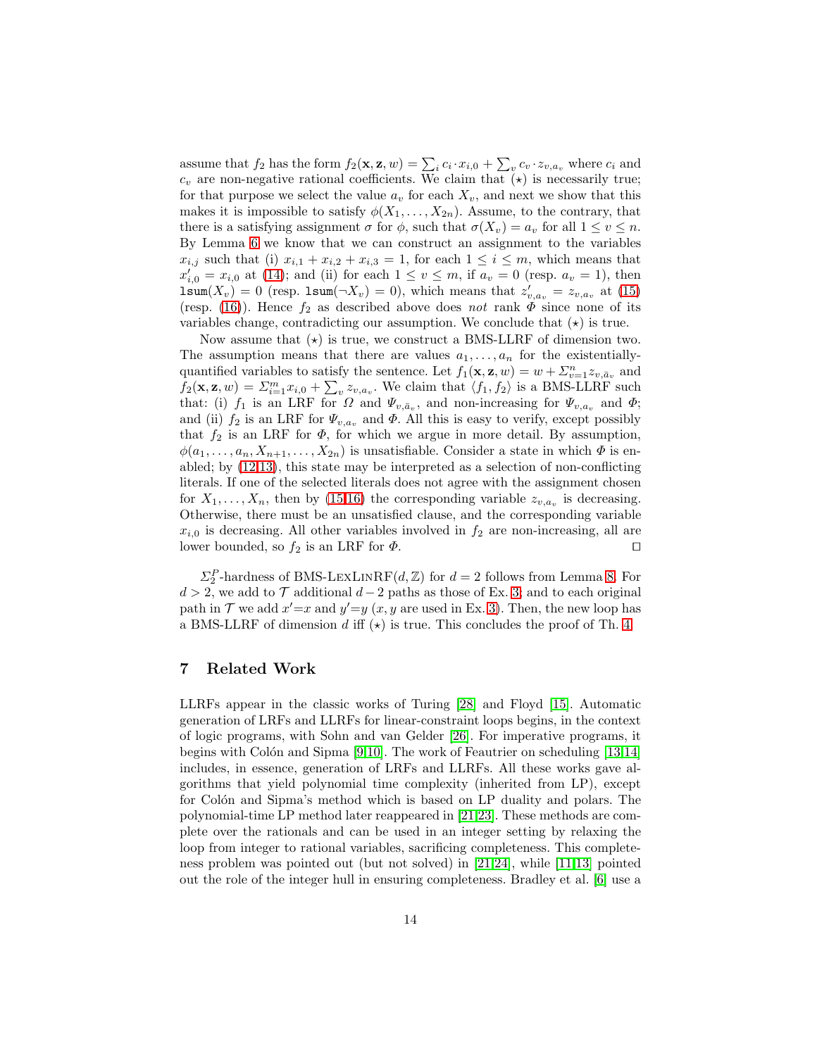assume that $f_2$ has the form $f_2(\mathbf{x}, \mathbf{z}, w) = \sum_i c_i \cdot x_{i,0} + \sum_v c_v \cdot z_{v,a_v}$ where $c_i$ and $c_v$ are non-negative rational coefficients. We claim that ($\star$) is necessarily true; for that purpose we select the value $a_v$ for each $X_v$, and next we show that this makes it is impossible to satisfy $\phi(X_1, \dots, X_{2n})$. Assume, to the contrary, that there is a satisfying assignment $\sigma$ for $\phi$, such that $\sigma(X_v) = a_v$ for all $1 \leq v \leq n$. By Lemma 6 we know that we can construct an assignment to the variables $x_{i,j}$ such that (i) $x_{i,1} + x_{i,2} + x_{i,3} = 1$, for each $1 \leq i \leq m$, which means that $x'_{i,0} = x_{i,0}$ at (14); and (ii) for each $1 \leq v \leq m$, if $a_v = 0$ (resp. $a_v = 1$), then $\texttt{lsum}(X_v) = 0$ (resp. $\texttt{lsum}(\neg X_v) = 0$), which means that $z'_{v,a_v} = z_{v,a_v}$ at (15) (resp. (16)). Hence $f_2$ as described above does *not* rank $\Phi$ since none of its variables change, contradicting our assumption. We conclude that ($\star$) is true.

Now assume that ($\star$) is true, we construct a BMS-LLRF of dimension two. The assumption means that there are values $a_1, \dots, a_n$ for the existentially-quantified variables to satisfy the sentence. Let $f_1(\mathbf{x}, \mathbf{z}, w) = w + \Sigma_{v=1}^{n} z_{v,\bar{a}_v}$ and $f_2(\mathbf{x}, \mathbf{z}, w) = \Sigma_{i=1}^{m} x_{i,0} + \sum_v z_{v,a_v}$. We claim that $\langle f_1, f_2 \rangle$ is a BMS-LLRF such that: (i) $f_1$ is an LRF for $\Omega$ and $\Psi_{v,\bar{a}_v}$, and non-increasing for $\Psi_{v,a_v}$ and $\Phi$; and (ii) $f_2$ is an LRF for $\Psi_{v,a_v}$ and $\Phi$. All this is easy to verify, except possibly that $f_2$ is an LRF for $\Phi$, for which we argue in more detail. By assumption, $\phi(a_1, \dots, a_n, X_{n+1}, \dots, X_{2n})$ is unsatisfiable. Consider a state in which $\Phi$ is enabled; by (12,13), this state may be interpreted as a selection of non-conflicting literals. If one of the selected literals does not agree with the assignment chosen for $X_1, \dots, X_n$, then by (15,16) the corresponding variable $z_{v,a_v}$ is decreasing. Otherwise, there must be an unsatisfied clause, and the corresponding variable $x_{i,0}$ is decreasing. All other variables involved in $f_2$ are non-increasing, all are lower bounded, so $f_2$ is an LRF for $\Phi$. $\square$

$\Sigma_2^P$-hardness of BMS-LexLinRF($d, \mathbb{Z}$) for $d = 2$ follows from Lemma 8. For $d > 2$, we add to $\mathcal{T}$ additional $d - 2$ paths as those of Ex. 3; and to each original path in $\mathcal{T}$ we add $x'{=}x$ and $y'{=}y$ ($x, y$ are used in Ex. 3). Then, the new loop has a BMS-LLRF of dimension $d$ iff ($\star$) is true. This concludes the proof of Th. 4.

## 7 Related Work

LLRFs appear in the classic works of Turing [28] and Floyd [15]. Automatic generation of LRFs and LLRFs for linear-constraint loops begins, in the context of logic programs, with Sohn and van Gelder [26]. For imperative programs, it begins with Colón and Sipma [9,10]. The work of Feautrier on scheduling [13,14] includes, in essence, generation of LRFs and LLRFs. All these works gave algorithms that yield polynomial time complexity (inherited from LP), except for Colón and Sipma's method which is based on LP duality and polars. The polynomial-time LP method later reappeared in [21,23]. These methods are complete over the rationals and can be used in an integer setting by relaxing the loop from integer to rational variables, sacrificing completeness. This completeness problem was pointed out (but not solved) in [21,24], while [11,13] pointed out the role of the integer hull in ensuring completeness. Bradley et al. [6] use a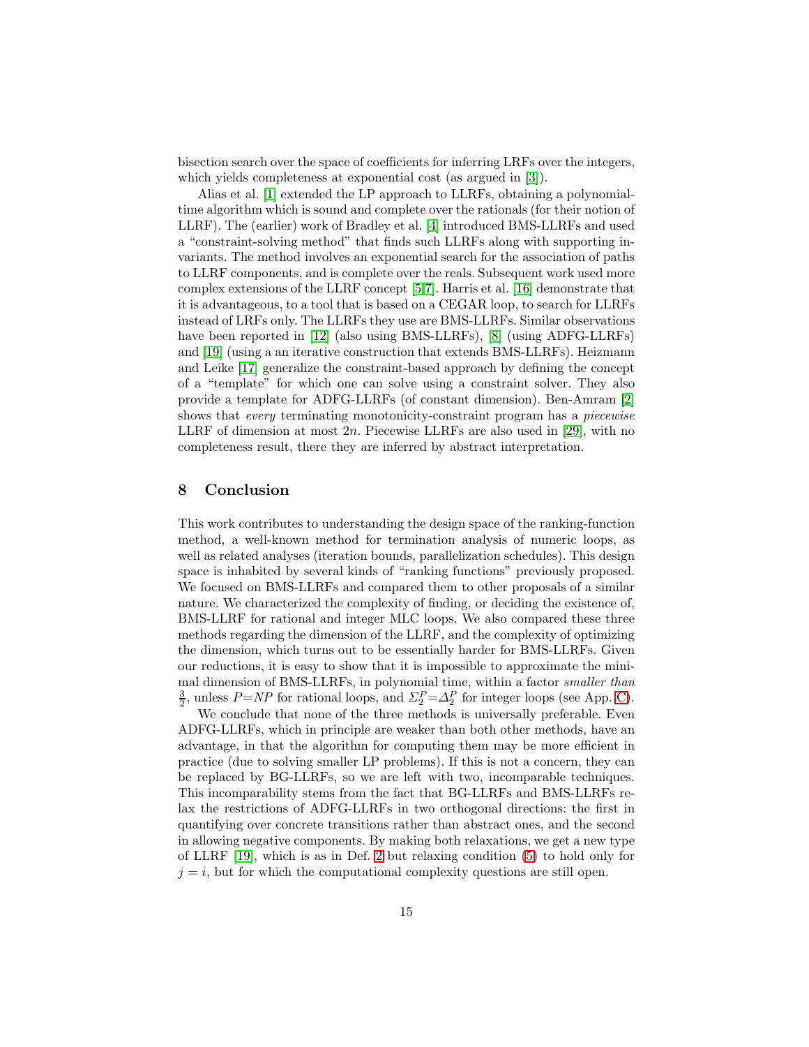bisection search over the space of coefficients for inferring LRFs over the integers, which yields completeness at exponential cost (as argued in [3]).

Alias et al. [1] extended the LP approach to LLRFs, obtaining a polynomial-time algorithm which is sound and complete over the rationals (for their notion of LLRF). The (earlier) work of Bradley et al. [4] introduced BMS-LLRFs and used a "constraint-solving method" that finds such LLRFs along with supporting invariants. The method involves an exponential search for the association of paths to LLRF components, and is complete over the reals. Subsequent work used more complex extensions of the LLRF concept [5,7]. Harris et al. [16] demonstrate that it is advantageous, to a tool that is based on a CEGAR loop, to search for LLRFs instead of LRFs only. The LLRFs they use are BMS-LLRFs. Similar observations have been reported in [12] (also using BMS-LLRFs), [8] (using ADFG-LLRFs) and [19] (using a an iterative construction that extends BMS-LLRFs). Heizmann and Leike [17] generalize the constraint-based approach by defining the concept of a "template" for which one can solve using a constraint solver. They also provide a template for ADFG-LLRFs (of constant dimension). Ben-Amram [2] shows that *every* terminating monotonicity-constraint program has a *piecewise* LLRF of dimension at most $2n$. Piecewise LLRFs are also used in [29], with no completeness result, there they are inferred by abstract interpretation.

## 8 Conclusion

This work contributes to understanding the design space of the ranking-function method, a well-known method for termination analysis of numeric loops, as well as related analyses (iteration bounds, parallelization schedules). This design space is inhabited by several kinds of "ranking functions" previously proposed. We focused on BMS-LLRFs and compared them to other proposals of a similar nature. We characterized the complexity of finding, or deciding the existence of, BMS-LLRF for rational and integer MLC loops. We also compared these three methods regarding the dimension of the LLRF, and the complexity of optimizing the dimension, which turns out to be essentially harder for BMS-LLRFs. Given our reductions, it is easy to show that it is impossible to approximate the minimal dimension of BMS-LLRFs, in polynomial time, within a factor *smaller than* $\frac{3}{2}$, unless $P{=}NP$ for rational loops, and $\Sigma_2^P{=}\Delta_2^P$ for integer loops (see App. C).

We conclude that none of the three methods is universally preferable. Even ADFG-LLRFs, which in principle are weaker than both other methods, have an advantage, in that the algorithm for computing them may be more efficient in practice (due to solving smaller LP problems). If this is not a concern, they can be replaced by BG-LLRFs, so we are left with two, incomparable techniques. This incomparability stems from the fact that BG-LLRFs and BMS-LLRFs relax the restrictions of ADFG-LLRFs in two orthogonal directions: the first in quantifying over concrete transitions rather than abstract ones, and the second in allowing negative components. By making both relaxations, we get a new type of LLRF [19], which is as in Def. 2 but relaxing condition (5) to hold only for $j = i$, but for which the computational complexity questions are still open.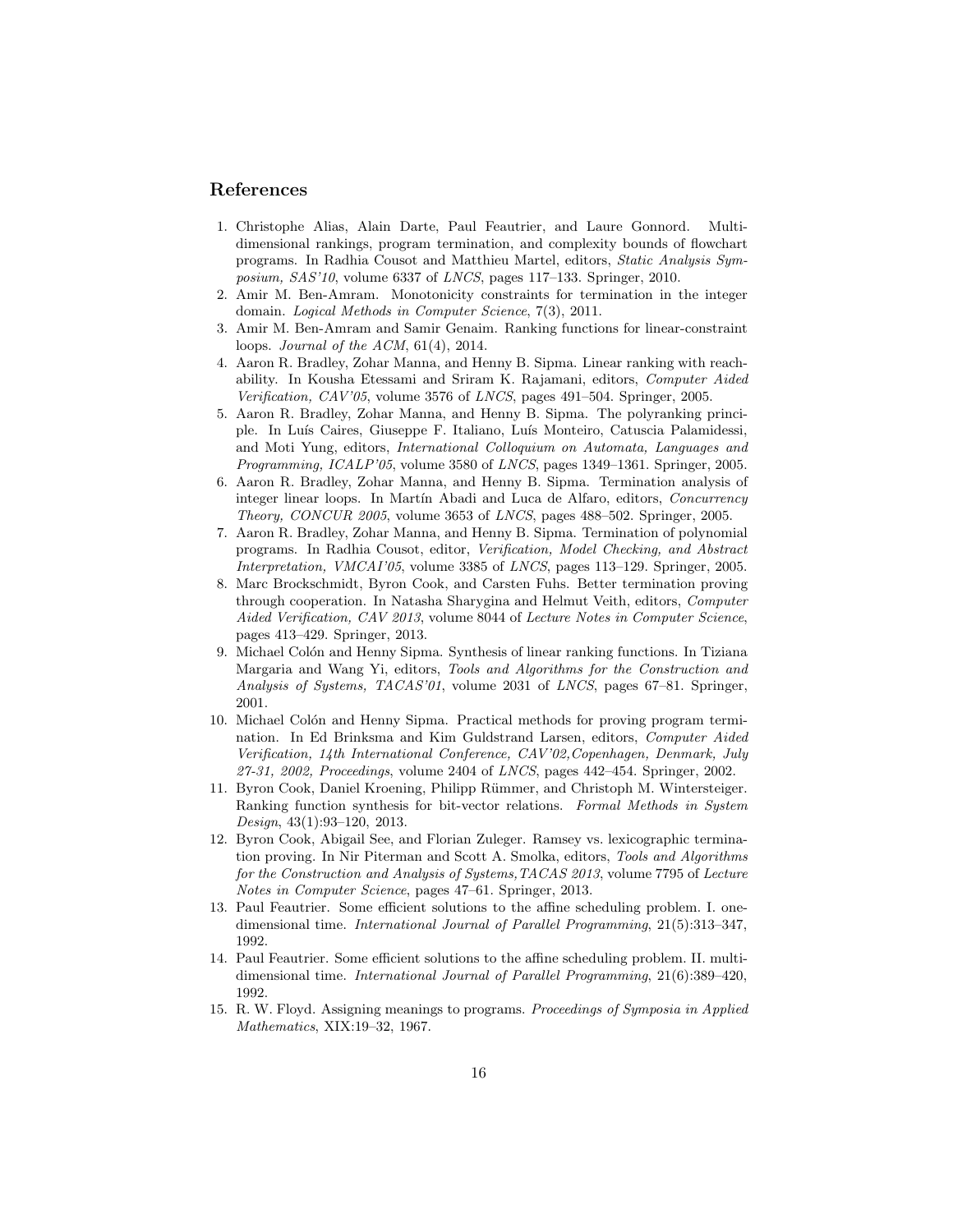## References

1. Christophe Alias, Alain Darte, Paul Feautrier, and Laure Gonnord. Multi-dimensional rankings, program termination, and complexity bounds of flowchart programs. In Radhia Cousot and Matthieu Martel, editors, *Static Analysis Symposium, SAS'10*, volume 6337 of *LNCS*, pages 117–133. Springer, 2010.
2. Amir M. Ben-Amram. Monotonicity constraints for termination in the integer domain. *Logical Methods in Computer Science*, 7(3), 2011.
3. Amir M. Ben-Amram and Samir Genaim. Ranking functions for linear-constraint loops. *Journal of the ACM*, 61(4), 2014.
4. Aaron R. Bradley, Zohar Manna, and Henny B. Sipma. Linear ranking with reachability. In Kousha Etessami and Sriram K. Rajamani, editors, *Computer Aided Verification, CAV'05*, volume 3576 of *LNCS*, pages 491–504. Springer, 2005.
5. Aaron R. Bradley, Zohar Manna, and Henny B. Sipma. The polyranking principle. In Luís Caires, Giuseppe F. Italiano, Luís Monteiro, Catuscia Palamidessi, and Moti Yung, editors, *International Colloquium on Automata, Languages and Programming, ICALP'05*, volume 3580 of *LNCS*, pages 1349–1361. Springer, 2005.
6. Aaron R. Bradley, Zohar Manna, and Henny B. Sipma. Termination analysis of integer linear loops. In Martín Abadi and Luca de Alfaro, editors, *Concurrency Theory, CONCUR 2005*, volume 3653 of *LNCS*, pages 488–502. Springer, 2005.
7. Aaron R. Bradley, Zohar Manna, and Henny B. Sipma. Termination of polynomial programs. In Radhia Cousot, editor, *Verification, Model Checking, and Abstract Interpretation, VMCAI'05*, volume 3385 of *LNCS*, pages 113–129. Springer, 2005.
8. Marc Brockschmidt, Byron Cook, and Carsten Fuhs. Better termination proving through cooperation. In Natasha Sharygina and Helmut Veith, editors, *Computer Aided Verification, CAV 2013*, volume 8044 of *Lecture Notes in Computer Science*, pages 413–429. Springer, 2013.
9. Michael Colón and Henny Sipma. Synthesis of linear ranking functions. In Tiziana Margaria and Wang Yi, editors, *Tools and Algorithms for the Construction and Analysis of Systems, TACAS'01*, volume 2031 of *LNCS*, pages 67–81. Springer, 2001.
10. Michael Colón and Henny Sipma. Practical methods for proving program termination. In Ed Brinksma and Kim Guldstrand Larsen, editors, *Computer Aided Verification, 14th International Conference, CAV'02,Copenhagen, Denmark, July 27-31, 2002, Proceedings*, volume 2404 of *LNCS*, pages 442–454. Springer, 2002.
11. Byron Cook, Daniel Kroening, Philipp Rümmer, and Christoph M. Wintersteiger. Ranking function synthesis for bit-vector relations. *Formal Methods in System Design*, 43(1):93–120, 2013.
12. Byron Cook, Abigail See, and Florian Zuleger. Ramsey vs. lexicographic termination proving. In Nir Piterman and Scott A. Smolka, editors, *Tools and Algorithms for the Construction and Analysis of Systems,TACAS 2013*, volume 7795 of *Lecture Notes in Computer Science*, pages 47–61. Springer, 2013.
13. Paul Feautrier. Some efficient solutions to the affine scheduling problem. I. one-dimensional time. *International Journal of Parallel Programming*, 21(5):313–347, 1992.
14. Paul Feautrier. Some efficient solutions to the affine scheduling problem. II. multi-dimensional time. *International Journal of Parallel Programming*, 21(6):389–420, 1992.
15. R. W. Floyd. Assigning meanings to programs. *Proceedings of Symposia in Applied Mathematics*, XIX:19–32, 1967.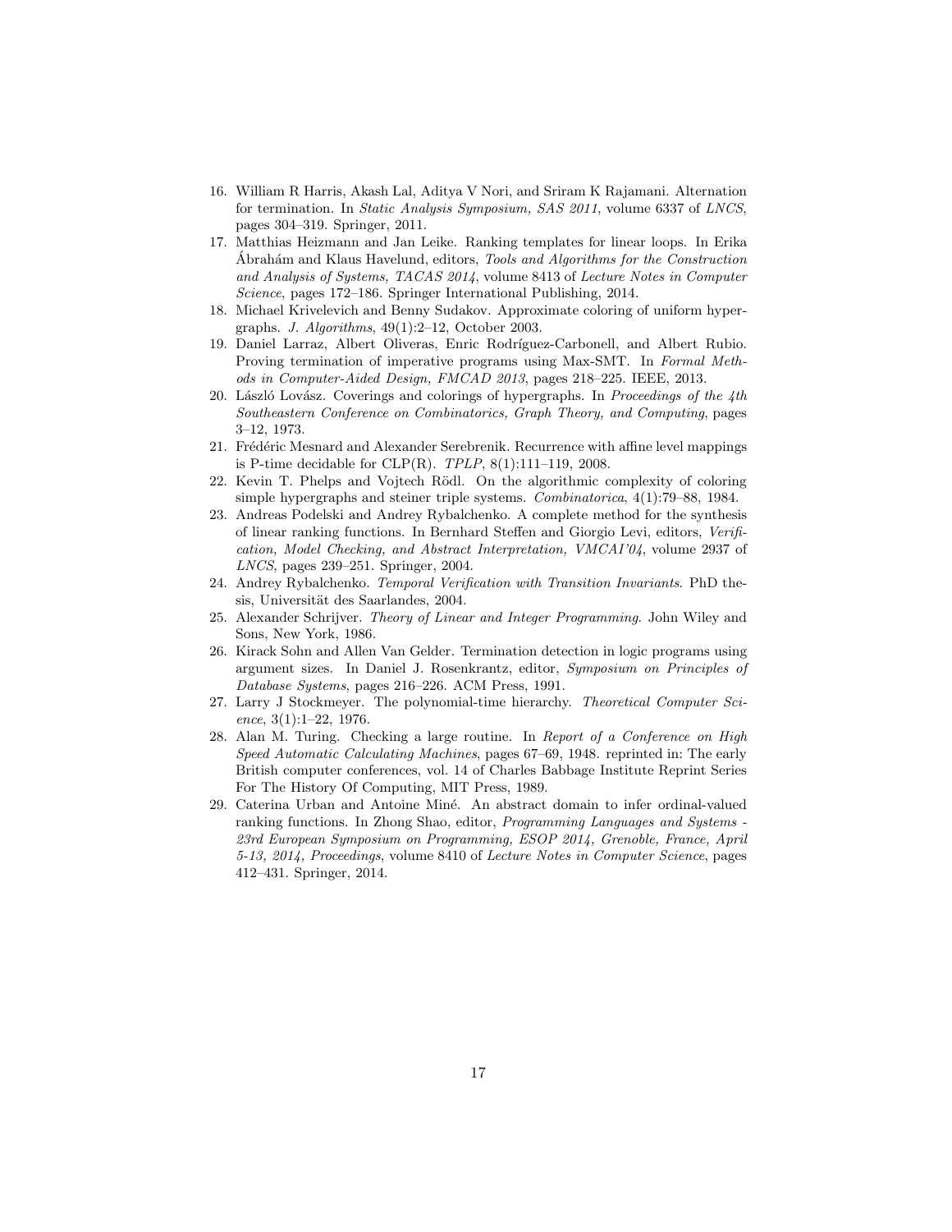16. William R Harris, Akash Lal, Aditya V Nori, and Sriram K Rajamani. Alternation for termination. In *Static Analysis Symposium, SAS 2011*, volume 6337 of *LNCS*, pages 304–319. Springer, 2011.
17. Matthias Heizmann and Jan Leike. Ranking templates for linear loops. In Erika Ábrahám and Klaus Havelund, editors, *Tools and Algorithms for the Construction and Analysis of Systems, TACAS 2014*, volume 8413 of *Lecture Notes in Computer Science*, pages 172–186. Springer International Publishing, 2014.
18. Michael Krivelevich and Benny Sudakov. Approximate coloring of uniform hypergraphs. *J. Algorithms*, 49(1):2–12, October 2003.
19. Daniel Larraz, Albert Oliveras, Enric Rodríguez-Carbonell, and Albert Rubio. Proving termination of imperative programs using Max-SMT. In *Formal Methods in Computer-Aided Design, FMCAD 2013*, pages 218–225. IEEE, 2013.
20. László Lovász. Coverings and colorings of hypergraphs. In *Proceedings of the 4th Southeastern Conference on Combinatorics, Graph Theory, and Computing*, pages 3–12, 1973.
21. Frédéric Mesnard and Alexander Serebrenik. Recurrence with affine level mappings is P-time decidable for CLP(R). *TPLP*, 8(1):111–119, 2008.
22. Kevin T. Phelps and Vojtech Rödl. On the algorithmic complexity of coloring simple hypergraphs and steiner triple systems. *Combinatorica*, 4(1):79–88, 1984.
23. Andreas Podelski and Andrey Rybalchenko. A complete method for the synthesis of linear ranking functions. In Bernhard Steffen and Giorgio Levi, editors, *Verification, Model Checking, and Abstract Interpretation, VMCAI'04*, volume 2937 of *LNCS*, pages 239–251. Springer, 2004.
24. Andrey Rybalchenko. *Temporal Verification with Transition Invariants*. PhD thesis, Universität des Saarlandes, 2004.
25. Alexander Schrijver. *Theory of Linear and Integer Programming*. John Wiley and Sons, New York, 1986.
26. Kirack Sohn and Allen Van Gelder. Termination detection in logic programs using argument sizes. In Daniel J. Rosenkrantz, editor, *Symposium on Principles of Database Systems*, pages 216–226. ACM Press, 1991.
27. Larry J Stockmeyer. The polynomial-time hierarchy. *Theoretical Computer Science*, 3(1):1–22, 1976.
28. Alan M. Turing. Checking a large routine. In *Report of a Conference on High Speed Automatic Calculating Machines*, pages 67–69, 1948. reprinted in: The early British computer conferences, vol. 14 of Charles Babbage Institute Reprint Series For The History Of Computing, MIT Press, 1989.
29. Caterina Urban and Antoine Miné. An abstract domain to infer ordinal-valued ranking functions. In Zhong Shao, editor, *Programming Languages and Systems - 23rd European Symposium on Programming, ESOP 2014, Grenoble, France, April 5-13, 2014, Proceedings*, volume 8410 of *Lecture Notes in Computer Science*, pages 412–431. Springer, 2014.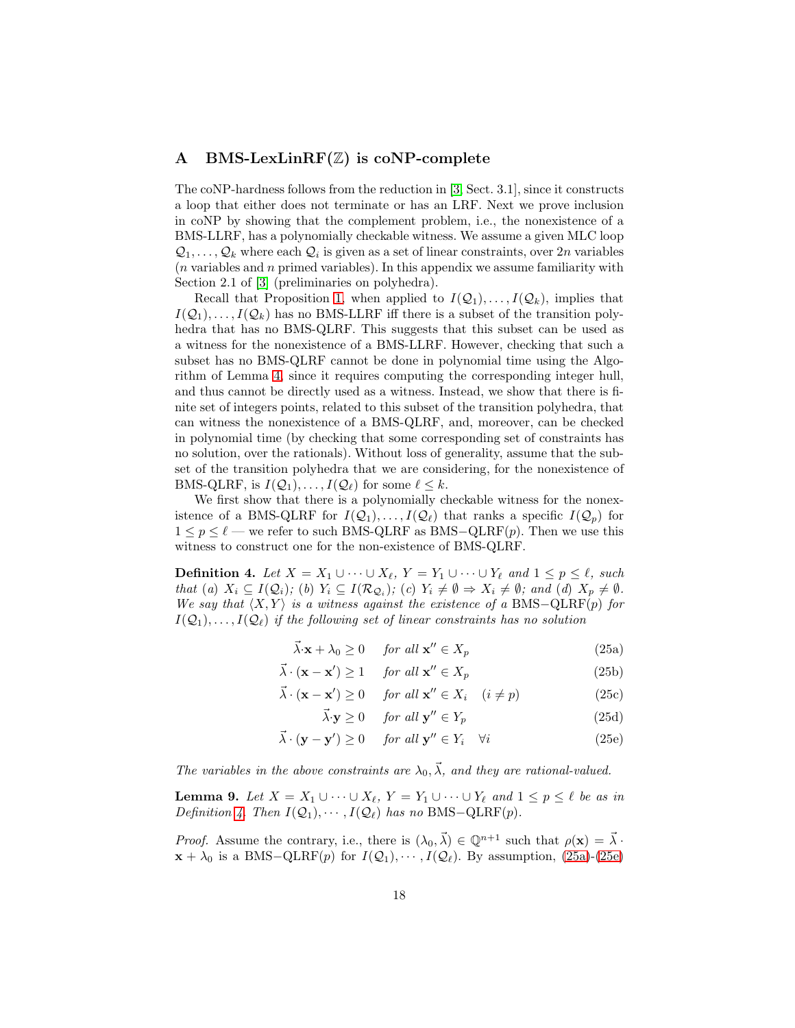## A BMS-LexLinRF($\mathbb{Z}$) is coNP-complete

The coNP-hardness follows from the reduction in [3, Sect. 3.1], since it constructs a loop that either does not terminate or has an LRF. Next we prove inclusion in coNP by showing that the complement problem, i.e., the nonexistence of a BMS-LLRF, has a polynomially checkable witness. We assume a given MLC loop $\mathcal{Q}_1, \ldots, \mathcal{Q}_k$ where each $\mathcal{Q}_i$ is given as a set of linear constraints, over $2n$ variables ($n$ variables and $n$ primed variables). In this appendix we assume familiarity with Section 2.1 of [3] (preliminaries on polyhedra).

Recall that Proposition 1, when applied to $I(\mathcal{Q}_1), \ldots, I(\mathcal{Q}_k)$, implies that $I(\mathcal{Q}_1), \ldots, I(\mathcal{Q}_k)$ has no BMS-LLRF iff there is a subset of the transition polyhedra that has no BMS-QLRF. This suggests that this subset can be used as a witness for the nonexistence of a BMS-LLRF. However, checking that such a subset has no BMS-QLRF cannot be done in polynomial time using the Algorithm of Lemma 4, since it requires computing the corresponding integer hull, and thus cannot be directly used as a witness. Instead, we show that there is finite set of integers points, related to this subset of the transition polyhedra, that can witness the nonexistence of a BMS-QLRF, and, moreover, can be checked in polynomial time (by checking that some corresponding set of constraints has no solution, over the rationals). Without loss of generality, assume that the subset of the transition polyhedra that we are considering, for the nonexistence of BMS-QLRF, is $I(\mathcal{Q}_1), \ldots, I(\mathcal{Q}_\ell)$ for some $\ell \leq k$.

We first show that there is a polynomially checkable witness for the nonexistence of a BMS-QLRF for $I(\mathcal{Q}_1), \ldots, I(\mathcal{Q}_\ell)$ that ranks a specific $I(\mathcal{Q}_p)$ for $1 \leq p \leq \ell$ — we refer to such BMS-QLRF as BMS$-$QLRF$(p)$. Then we use this witness to construct one for the non-existence of BMS-QLRF.

**Definition 4.** *Let $X = X_1 \cup \cdots \cup X_\ell$, $Y = Y_1 \cup \cdots \cup Y_\ell$ and $1 \leq p \leq \ell$, such that (a) $X_i \subseteq I(\mathcal{Q}_i)$; (b) $Y_i \subseteq I(\mathcal{R}_{\mathcal{Q}_i})$; (c) $Y_i \neq \emptyset \Rightarrow X_i \neq \emptyset$; and (d) $X_p \neq \emptyset$. We say that $\langle X, Y \rangle$ is a witness against the existence of a* BMS$-$QLRF$(p)$ *for $I(\mathcal{Q}_1), \ldots, I(\mathcal{Q}_\ell)$ if the following set of linear constraints has no solution*

$$\vec{\lambda}\cdot\mathbf{x} + \lambda_0 \geq 0 \quad \text{for all } \mathbf{x}'' \in X_p \tag{25a}$$

$$\vec{\lambda}\cdot(\mathbf{x} - \mathbf{x}') \geq 1 \quad \text{for all } \mathbf{x}'' \in X_p \tag{25b}$$

$$\vec{\lambda}\cdot(\mathbf{x} - \mathbf{x}') \geq 0 \quad \text{for all } \mathbf{x}'' \in X_i \quad (i \neq p) \tag{25c}$$

$$\vec{\lambda}\cdot\mathbf{y} \geq 0 \quad \text{for all } \mathbf{y}'' \in Y_p \tag{25d}$$

$$\vec{\lambda}\cdot(\mathbf{y} - \mathbf{y}') \geq 0 \quad \text{for all } \mathbf{y}'' \in Y_i \quad \forall i \tag{25e}$$

*The variables in the above constraints are $\lambda_0, \vec{\lambda}$, and they are rational-valued.*

**Lemma 9.** *Let $X = X_1 \cup \cdots \cup X_\ell$, $Y = Y_1 \cup \cdots \cup Y_\ell$ and $1 \leq p \leq \ell$ be as in Definition 4. Then $I(\mathcal{Q}_1), \cdots, I(\mathcal{Q}_\ell)$ has no* BMS$-$QLRF$(p)$.

*Proof.* Assume the contrary, i.e., there is $(\lambda_0, \vec{\lambda}) \in \mathbb{Q}^{n+1}$ such that $\rho(\mathbf{x}) = \vec{\lambda} \cdot \mathbf{x} + \lambda_0$ is a BMS$-$QLRF$(p)$ for $I(\mathcal{Q}_1), \cdots, I(\mathcal{Q}_\ell)$. By assumption, (25a)-(25e)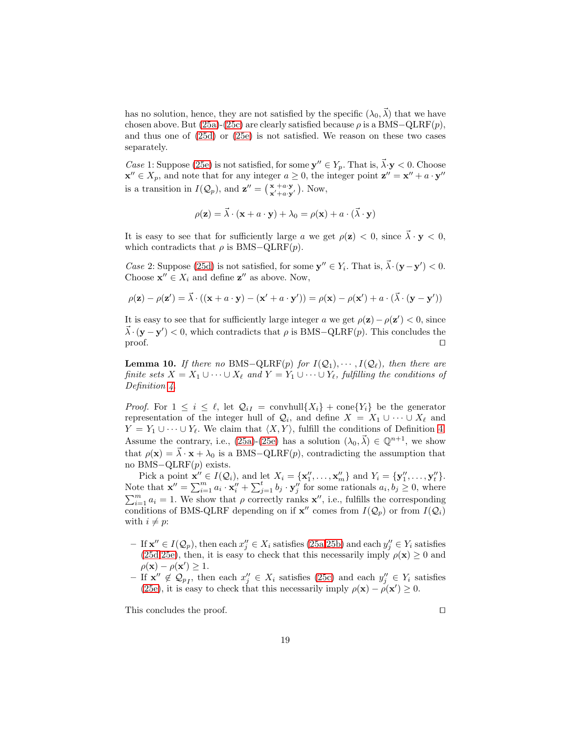has no solution, hence, they are not satisfied by the specific $(\lambda_0, \vec{\lambda})$ that we have chosen above. But (25a)-(25c) are clearly satisfied because $\rho$ is a BMS$-$QLRF$(p)$, and thus one of (25d) or (25e) is not satisfied. We reason on these two cases separately.

*Case* 1: Suppose (25e) is not satisfied, for some $\mathbf{y}'' \in Y_p$. That is, $\vec{\lambda} \cdot \mathbf{y} < 0$. Choose $\mathbf{x}'' \in X_p$, and note that for any integer $a \geq 0$, the integer point $\mathbf{z}'' = \mathbf{x}'' + a \cdot \mathbf{y}''$ is a transition in $I(\mathcal{Q}_p)$, and $\mathbf{z}'' = \binom{\mathbf{x} + a \cdot \mathbf{y}}{\mathbf{x}' + a \cdot \mathbf{y}'}$. Now,

$$\rho(\mathbf{z}) = \vec{\lambda} \cdot (\mathbf{x} + a \cdot \mathbf{y}) + \lambda_0 = \rho(\mathbf{x}) + a \cdot (\vec{\lambda} \cdot \mathbf{y})$$

It is easy to see that for sufficiently large $a$ we get $\rho(\mathbf{z}) < 0$, since $\vec{\lambda} \cdot \mathbf{y} < 0$, which contradicts that $\rho$ is BMS$-$QLRF$(p)$.

*Case* 2: Suppose (25d) is not satisfied, for some $\mathbf{y}'' \in Y_i$. That is, $\vec{\lambda} \cdot (\mathbf{y} - \mathbf{y}') < 0$. Choose $\mathbf{x}'' \in X_i$ and define $\mathbf{z}''$ as above. Now,

$$\rho(\mathbf{z}) - \rho(\mathbf{z}') = \vec{\lambda} \cdot ((\mathbf{x} + a \cdot \mathbf{y}) - (\mathbf{x}' + a \cdot \mathbf{y}')) = \rho(\mathbf{x}) - \rho(\mathbf{x}') + a \cdot (\vec{\lambda} \cdot (\mathbf{y} - \mathbf{y}'))$$

It is easy to see that for sufficiently large integer $a$ we get $\rho(\mathbf{z}) - \rho(\mathbf{z}') < 0$, since $\vec{\lambda} \cdot (\mathbf{y} - \mathbf{y}') < 0$, which contradicts that $\rho$ is BMS$-$QLRF$(p)$. This concludes the proof. $\square$

**Lemma 10.** *If there no* BMS$-$QLRF$(p)$ *for* $I(\mathcal{Q}_1), \cdots, I(\mathcal{Q}_\ell)$*, then there are finite sets* $X = X_1 \cup \cdots \cup X_\ell$ *and* $Y = Y_1 \cup \cdots \cup Y_\ell$*, fulfilling the conditions of Definition 4.*

*Proof.* For $1 \leq i \leq \ell$, let $\mathcal{Q}_{iI} = \text{convhull}\{X_i\} + \text{cone}\{Y_i\}$ be the generator representation of the integer hull of $\mathcal{Q}_i$, and define $X = X_1 \cup \cdots \cup X_\ell$ and $Y = Y_1 \cup \cdots \cup Y_\ell$. We claim that $\langle X, Y \rangle$, fulfill the conditions of Definition 4. Assume the contrary, i.e., (25a)-(25e) has a solution $(\lambda_0, \vec{\lambda}) \in \mathbb{Q}^{n+1}$, we show that $\rho(\mathbf{x}) = \vec{\lambda} \cdot \mathbf{x} + \lambda_0$ is a BMS$-$QLRF$(p)$, contradicting the assumption that no BMS$-$QLRF$(p)$ exists.

Pick a point $\mathbf{x}'' \in I(\mathcal{Q}_i)$, and let $X_i = \{\mathbf{x}''_1, \ldots, \mathbf{x}''_m\}$ and $Y_i = \{\mathbf{y}''_1, \ldots, \mathbf{y}''_t\}$. Note that $\mathbf{x}'' = \sum_{i=1}^{m} a_i \cdot \mathbf{x}''_i + \sum_{j=1}^{t} b_j \cdot \mathbf{y}''_j$ for some rationals $a_i, b_j \geq 0$, where $\sum_{i=1}^{m} a_i = 1$. We show that $\rho$ correctly ranks $\mathbf{x}''$, i.e., fulfills the corresponding conditions of BMS-QLRF depending on if $\mathbf{x}''$ comes from $I(\mathcal{Q}_p)$ or from $I(\mathcal{Q}_i)$ with $i \neq p$:

- If $\mathbf{x}'' \in I(\mathcal{Q}_p)$, then each $x''_j \in X_i$ satisfies (25a,25b) and each $y''_j \in Y_i$ satisfies (25d,25e), then, it is easy to check that this necessarily imply $\rho(\mathbf{x}) \geq 0$ and $\rho(\mathbf{x}) - \rho(\mathbf{x}') \geq 1$.
- If $\mathbf{x}'' \notin \mathcal{Q}_{p_I}$, then each $x''_j \in X_i$ satisfies (25c) and each $y''_j \in Y_i$ satisfies (25e), it is easy to check that this necessarily imply $\rho(\mathbf{x}) - \rho(\mathbf{x}') \geq 0$.

This concludes the proof. $\square$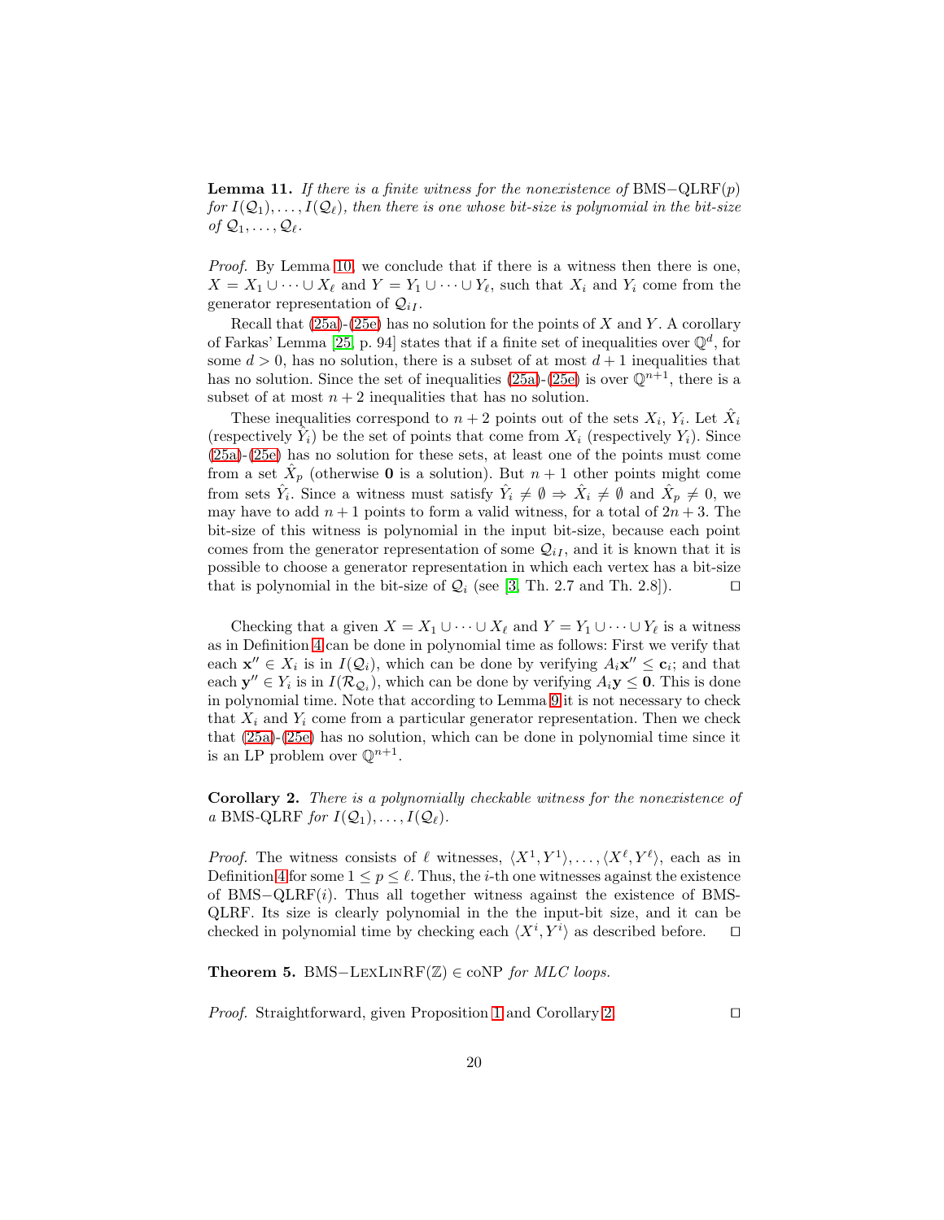**Lemma 11.** *If there is a finite witness for the nonexistence of* BMS−QLRF$(p)$ *for* $I(\mathcal{Q}_1), \dots, I(\mathcal{Q}_\ell)$*, then there is one whose bit-size is polynomial in the bit-size of* $\mathcal{Q}_1, \dots, \mathcal{Q}_\ell$*.*

*Proof.* By Lemma 10, we conclude that if there is a witness then there is one, $X = X_1 \cup \dots \cup X_\ell$ and $Y = Y_1 \cup \dots \cup Y_\ell$, such that $X_i$ and $Y_i$ come from the generator representation of $\mathcal{Q}_{iI}$.

Recall that (25a)-(25e) has no solution for the points of $X$ and $Y$. A corollary of Farkas' Lemma [25, p. 94] states that if a finite set of inequalities over $\mathbb{Q}^d$, for some $d > 0$, has no solution, there is a subset of at most $d + 1$ inequalities that has no solution. Since the set of inequalities (25a)-(25e) is over $\mathbb{Q}^{n+1}$, there is a subset of at most $n + 2$ inequalities that has no solution.

These inequalities correspond to $n + 2$ points out of the sets $X_i$, $Y_i$. Let $\hat{X}_i$ (respectively $\hat{Y}_i$) be the set of points that come from $X_i$ (respectively $Y_i$). Since (25a)-(25e) has no solution for these sets, at least one of the points must come from a set $\hat{X}_p$ (otherwise $\mathbf{0}$ is a solution). But $n + 1$ other points might come from sets $\hat{Y}_i$. Since a witness must satisfy $\hat{Y}_i \neq \emptyset \Rightarrow \hat{X}_i \neq \emptyset$ and $\hat{X}_p \neq 0$, we may have to add $n + 1$ points to form a valid witness, for a total of $2n + 3$. The bit-size of this witness is polynomial in the input bit-size, because each point comes from the generator representation of some $\mathcal{Q}_{iI}$, and it is known that it is possible to choose a generator representation in which each vertex has a bit-size that is polynomial in the bit-size of $\mathcal{Q}_i$ (see [3, Th. 2.7 and Th. 2.8]). ◻

Checking that a given $X = X_1 \cup \dots \cup X_\ell$ and $Y = Y_1 \cup \dots \cup Y_\ell$ is a witness as in Definition 4 can be done in polynomial time as follows: First we verify that each $\mathbf{x}'' \in X_i$ is in $I(\mathcal{Q}_i)$, which can be done by verifying $A_i \mathbf{x}'' \leq \mathbf{c}_i$; and that each $\mathbf{y}'' \in Y_i$ is in $I(\mathcal{R}_{\mathcal{Q}_i})$, which can be done by verifying $A_i \mathbf{y} \leq \mathbf{0}$. This is done in polynomial time. Note that according to Lemma 9 it is not necessary to check that $X_i$ and $Y_i$ come from a particular generator representation. Then we check that (25a)-(25e) has no solution, which can be done in polynomial time since it is an LP problem over $\mathbb{Q}^{n+1}$.

**Corollary 2.** *There is a polynomially checkable witness for the nonexistence of a* BMS-QLRF *for* $I(\mathcal{Q}_1), \dots, I(\mathcal{Q}_\ell)$*.*

*Proof.* The witness consists of $\ell$ witnesses, $\langle X^1, Y^1 \rangle, \dots, \langle X^\ell, Y^\ell \rangle$, each as in Definition 4 for some $1 \leq p \leq \ell$. Thus, the $i$-th one witnesses against the existence of BMS−QLRF$(i)$. Thus all together witness against the existence of BMS-QLRF. Its size is clearly polynomial in the the input-bit size, and it can be checked in polynomial time by checking each $\langle X^i, Y^i \rangle$ as described before. ◻

**Theorem 5.** BMS−LexLinRF$(\mathbb{Z}) \in$ coNP *for MLC loops.*

*Proof.* Straightforward, given Proposition 1 and Corollary 2. ◻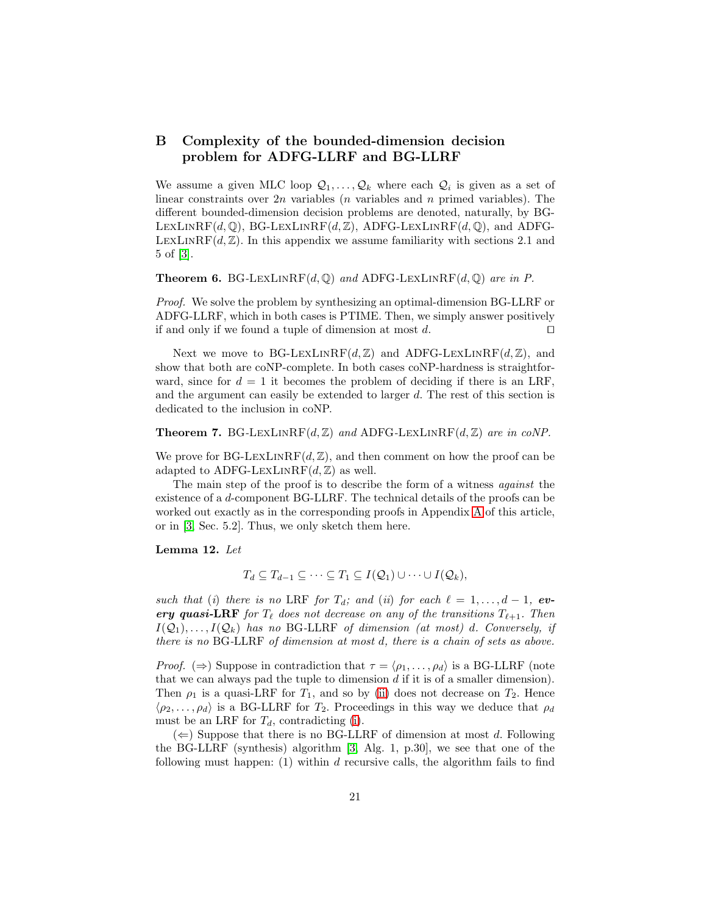## B Complexity of the bounded-dimension decision problem for ADFG-LLRF and BG-LLRF

We assume a given MLC loop $\mathcal{Q}_1, \ldots, \mathcal{Q}_k$ where each $\mathcal{Q}_i$ is given as a set of linear constraints over $2n$ variables ($n$ variables and $n$ primed variables). The different bounded-dimension decision problems are denoted, naturally, by BG-LexLinRF$(d, \mathbb{Q})$, BG-LexLinRF$(d, \mathbb{Z})$, ADFG-LexLinRF$(d, \mathbb{Q})$, and ADFG-LexLinRF$(d, \mathbb{Z})$. In this appendix we assume familiarity with sections 2.1 and 5 of [3].

**Theorem 6.** *BG-LexLinRF$(d, \mathbb{Q})$ and ADFG-LexLinRF$(d, \mathbb{Q})$ are in P.*

*Proof.* We solve the problem by synthesizing an optimal-dimension BG-LLRF or ADFG-LLRF, which in both cases is PTIME. Then, we simply answer positively if and only if we found a tuple of dimension at most $d$. ◻

Next we move to BG-LexLinRF$(d, \mathbb{Z})$ and ADFG-LexLinRF$(d, \mathbb{Z})$, and show that both are coNP-complete. In both cases coNP-hardness is straightforward, since for $d = 1$ it becomes the problem of deciding if there is an LRF, and the argument can easily be extended to larger $d$. The rest of this section is dedicated to the inclusion in coNP.

**Theorem 7.** *BG-LexLinRF$(d, \mathbb{Z})$ and ADFG-LexLinRF$(d, \mathbb{Z})$ are in coNP.*

We prove for BG-LexLinRF$(d, \mathbb{Z})$, and then comment on how the proof can be adapted to ADFG-LexLinRF$(d, \mathbb{Z})$ as well.

The main step of the proof is to describe the form of a witness *against* the existence of a $d$-component BG-LLRF. The technical details of the proofs can be worked out exactly as in the corresponding proofs in Appendix A of this article, or in [3, Sec. 5.2]. Thus, we only sketch them here.

**Lemma 12.** *Let*

$$T_d \subseteq T_{d-1} \subseteq \cdots \subseteq T_1 \subseteq I(\mathcal{Q}_1) \cup \cdots \cup I(\mathcal{Q}_k),$$

*such that (i) there is no LRF for $T_d$; and (ii) for each $\ell = 1, \ldots, d-1$,* ***every quasi-LRF*** *for $T_\ell$ does not decrease on any of the transitions $T_{\ell+1}$. Then $I(\mathcal{Q}_1), \ldots, I(\mathcal{Q}_k)$ has no BG-LLRF of dimension (at most) $d$. Conversely, if there is no BG-LLRF of dimension at most d, there is a chain of sets as above.*

*Proof.* ($\Rightarrow$) Suppose in contradiction that $\tau = \langle \rho_1, \ldots, \rho_d \rangle$ is a BG-LLRF (note that we can always pad the tuple to dimension $d$ if it is of a smaller dimension). Then $\rho_1$ is a quasi-LRF for $T_1$, and so by (ii) does not decrease on $T_2$. Hence $\langle \rho_2, \ldots, \rho_d \rangle$ is a BG-LLRF for $T_2$. Proceedings in this way we deduce that $\rho_d$ must be an LRF for $T_d$, contradicting (i).

($\Leftarrow$) Suppose that there is no BG-LLRF of dimension at most $d$. Following the BG-LLRF (synthesis) algorithm [3, Alg. 1, p.30], we see that one of the following must happen: (1) within $d$ recursive calls, the algorithm fails to find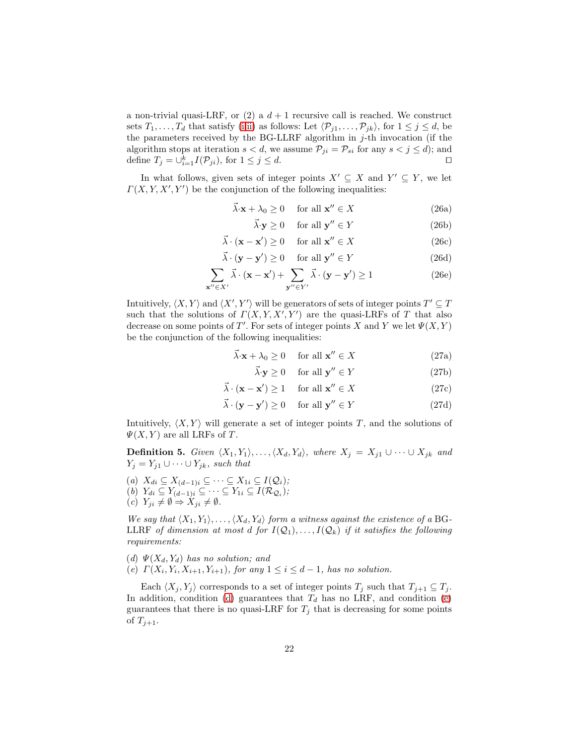a non-trivial quasi-LRF, or (2) a $d+1$ recursive call is reached. We construct sets $T_1, \ldots, T_d$ that satisfy (i–ii) as follows: Let $\langle \mathcal{P}_{j1}, \ldots, \mathcal{P}_{jk} \rangle$, for $1 \leq j \leq d$, be the parameters received by the BG-LLRF algorithm in $j$-th invocation (if the algorithm stops at iteration $s < d$, we assume $\mathcal{P}_{ji} = \mathcal{P}_{si}$ for any $s < j \leq d$); and define $T_j = \cup_{i=1}^{k} I(\mathcal{P}_{ji})$, for $1 \leq j \leq d$. ◻

In what follows, given sets of integer points $X' \subseteq X$ and $Y' \subseteq Y$, we let $\Gamma(X, Y, X', Y')$ be the conjunction of the following inequalities:

$$\vec{\lambda}\cdot\mathbf{x} + \lambda_0 \geq 0 \quad \text{for all } \mathbf{x}'' \in X \tag{26a}$$

$$\vec{\lambda}\cdot\mathbf{y} \geq 0 \quad \text{for all } \mathbf{y}'' \in Y \tag{26b}$$

$$\vec{\lambda}\cdot(\mathbf{x} - \mathbf{x}') \geq 0 \quad \text{for all } \mathbf{x}'' \in X \tag{26c}$$

$$\vec{\lambda}\cdot(\mathbf{y} - \mathbf{y}') \geq 0 \quad \text{for all } \mathbf{y}'' \in Y \tag{26d}$$

$$\sum_{\mathbf{x}'' \in X'} \vec{\lambda}\cdot(\mathbf{x} - \mathbf{x}') + \sum_{\mathbf{y}'' \in Y'} \vec{\lambda}\cdot(\mathbf{y} - \mathbf{y}') \geq 1 \tag{26e}$$

Intuitively, $\langle X, Y \rangle$ and $\langle X', Y' \rangle$ will be generators of sets of integer points $T' \subseteq T$ such that the solutions of $\Gamma(X, Y, X', Y')$ are the quasi-LRFs of $T$ that also decrease on some points of $T'$. For sets of integer points $X$ and $Y$ we let $\Psi(X, Y)$ be the conjunction of the following inequalities:

$$\vec{\lambda}\cdot\mathbf{x} + \lambda_0 \geq 0 \quad \text{for all } \mathbf{x}'' \in X \tag{27a}$$

$$\vec{\lambda}\cdot\mathbf{y} \geq 0 \quad \text{for all } \mathbf{y}'' \in Y \tag{27b}$$

$$\vec{\lambda}\cdot(\mathbf{x} - \mathbf{x}') \geq 1 \quad \text{for all } \mathbf{x}'' \in X \tag{27c}$$

$$\vec{\lambda}\cdot(\mathbf{y} - \mathbf{y}') \geq 0 \quad \text{for all } \mathbf{y}'' \in Y \tag{27d}$$

Intuitively, $\langle X, Y \rangle$ will generate a set of integer points $T$, and the solutions of $\Psi(X, Y)$ are all LRFs of $T$.

**Definition 5.** *Given $\langle X_1, Y_1 \rangle, \ldots, \langle X_d, Y_d \rangle$, where $X_j = X_{j1} \cup \cdots \cup X_{jk}$ and $Y_j = Y_{j1} \cup \cdots \cup Y_{jk}$, such that*

*(a) $X_{di} \subseteq X_{(d-1)i} \subseteq \cdots \subseteq X_{1i} \subseteq I(\mathcal{Q}_i)$;*
*(b) $Y_{di} \subseteq Y_{(d-1)i} \subseteq \cdots \subseteq Y_{1i} \subseteq I(\mathcal{R}_{\mathcal{Q}_i})$;*
*(c) $Y_{ji} \neq \emptyset \Rightarrow X_{ji} \neq \emptyset$.*

*We say that $\langle X_1, Y_1 \rangle, \ldots, \langle X_d, Y_d \rangle$ form a witness against the existence of a* BG-LLRF *of dimension at most $d$ for $I(\mathcal{Q}_1), \ldots, I(\mathcal{Q}_k)$ if it satisfies the following requirements:*

*(d) $\Psi(X_d, Y_d)$ has no solution; and*
*(e) $\Gamma(X_i, Y_i, X_{i+1}, Y_{i+1})$, for any $1 \leq i \leq d-1$, has no solution.*

Each $\langle X_j, Y_j \rangle$ corresponds to a set of integer points $T_j$ such that $T_{j+1} \subseteq T_j$. In addition, condition (d) guarantees that $T_d$ has no LRF, and condition (e) guarantees that there is no quasi-LRF for $T_j$ that is decreasing for some points of $T_{j+1}$.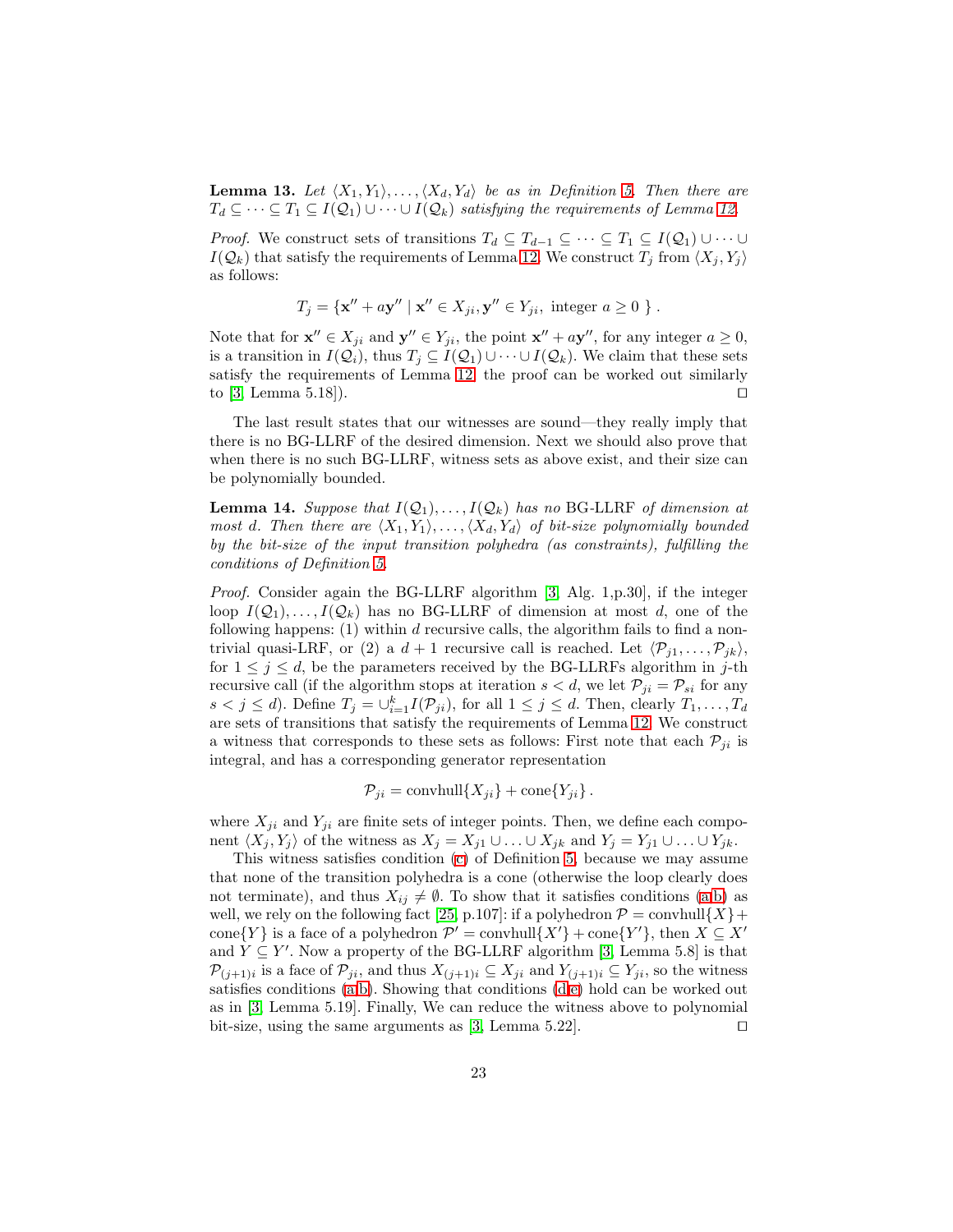**Lemma 13.** *Let $\langle X_1, Y_1\rangle, \ldots, \langle X_d, Y_d\rangle$ be as in Definition 5. Then there are $T_d \subseteq \cdots \subseteq T_1 \subseteq I(\mathcal{Q}_1) \cup \cdots \cup I(\mathcal{Q}_k)$ satisfying the requirements of Lemma 12.*

*Proof.* We construct sets of transitions $T_d \subseteq T_{d-1} \subseteq \cdots \subseteq T_1 \subseteq I(\mathcal{Q}_1) \cup \cdots \cup I(\mathcal{Q}_k)$ that satisfy the requirements of Lemma 12. We construct $T_j$ from $\langle X_j, Y_j\rangle$ as follows:

$$T_j = \{\mathbf{x}'' + a\mathbf{y}'' \mid \mathbf{x}'' \in X_{ji}, \mathbf{y}'' \in Y_{ji}, \text{ integer } a \geq 0 \ \} \,.$$

Note that for $\mathbf{x}'' \in X_{ji}$ and $\mathbf{y}'' \in Y_{ji}$, the point $\mathbf{x}'' + a\mathbf{y}''$, for any integer $a \geq 0$, is a transition in $I(\mathcal{Q}_i)$, thus $T_j \subseteq I(\mathcal{Q}_1) \cup \cdots \cup I(\mathcal{Q}_k)$. We claim that these sets satisfy the requirements of Lemma 12; the proof can be worked out similarly to [3, Lemma 5.18]). ◻

The last result states that our witnesses are sound—they really imply that there is no BG-LLRF of the desired dimension. Next we should also prove that when there is no such BG-LLRF, witness sets as above exist, and their size can be polynomially bounded.

**Lemma 14.** *Suppose that $I(\mathcal{Q}_1), \ldots, I(\mathcal{Q}_k)$ has no* BG-LLRF *of dimension at most $d$. Then there are $\langle X_1, Y_1\rangle, \ldots, \langle X_d, Y_d\rangle$ of bit-size polynomially bounded by the bit-size of the input transition polyhedra (as constraints), fulfilling the conditions of Definition 5.*

*Proof.* Consider again the BG-LLRF algorithm [3, Alg. 1,p.30], if the integer loop $I(\mathcal{Q}_1), \ldots, I(\mathcal{Q}_k)$ has no BG-LLRF of dimension at most $d$, one of the following happens: (1) within $d$ recursive calls, the algorithm fails to find a non-trivial quasi-LRF, or (2) a $d+1$ recursive call is reached. Let $\langle \mathcal{P}_{j1}, \ldots, \mathcal{P}_{jk}\rangle$, for $1 \leq j \leq d$, be the parameters received by the BG-LLRFs algorithm in $j$-th recursive call (if the algorithm stops at iteration $s < d$, we let $\mathcal{P}_{ji} = \mathcal{P}_{si}$ for any $s < j \leq d$). Define $T_j = \cup_{i=1}^{k} I(\mathcal{P}_{ji})$, for all $1 \leq j \leq d$. Then, clearly $T_1, \ldots, T_d$ are sets of transitions that satisfy the requirements of Lemma 12. We construct a witness that corresponds to these sets as follows: First note that each $\mathcal{P}_{ji}$ is integral, and has a corresponding generator representation

$$\mathcal{P}_{ji} = \text{convhull}\{X_{ji}\} + \text{cone}\{Y_{ji}\} \,.$$

where $X_{ji}$ and $Y_{ji}$ are finite sets of integer points. Then, we define each component $\langle X_j, Y_j\rangle$ of the witness as $X_j = X_{j1} \cup \ldots \cup X_{jk}$ and $Y_j = Y_{j1} \cup \ldots \cup Y_{jk}$.

This witness satisfies condition (c) of Definition 5, because we may assume that none of the transition polyhedra is a cone (otherwise the loop clearly does not terminate), and thus $X_{ij} \neq \emptyset$. To show that it satisfies conditions (a,b) as well, we rely on the following fact [25, p.107]: if a polyhedron $\mathcal{P} = \text{convhull}\{X\} + \text{cone}\{Y\}$ is a face of a polyhedron $\mathcal{P}' = \text{convhull}\{X'\} + \text{cone}\{Y'\}$, then $X \subseteq X'$ and $Y \subseteq Y'$. Now a property of the BG-LLRF algorithm [3, Lemma 5.8] is that $\mathcal{P}_{(j+1)i}$ is a face of $\mathcal{P}_{ji}$, and thus $X_{(j+1)i} \subseteq X_{ji}$ and $Y_{(j+1)i} \subseteq Y_{ji}$, so the witness satisfies conditions (a,b). Showing that conditions (d,e) hold can be worked out as in [3, Lemma 5.19]. Finally, We can reduce the witness above to polynomial bit-size, using the same arguments as [3, Lemma 5.22]. ◻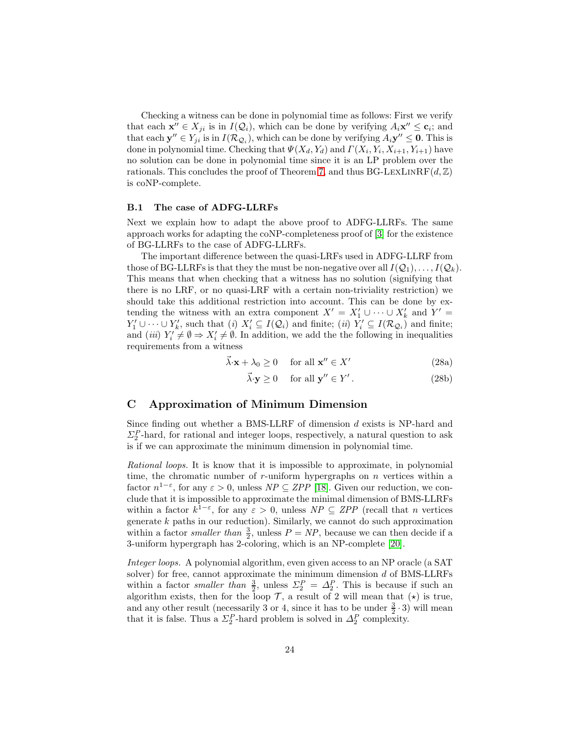Checking a witness can be done in polynomial time as follows: First we verify that each $\mathbf{x}'' \in X_{ji}$ is in $I(\mathcal{Q}_i)$, which can be done by verifying $A_i\mathbf{x}'' \leq \mathbf{c}_i$; and that each $\mathbf{y}'' \in Y_{ji}$ is in $I(\mathcal{R}_{\mathcal{Q}_i})$, which can be done by verifying $A_i\mathbf{y}'' \leq \mathbf{0}$. This is done in polynomial time. Checking that $\Psi(X_d, Y_d)$ and $\Gamma(X_i, Y_i, X_{i+1}, Y_{i+1})$ have no solution can be done in polynomial time since it is an LP problem over the rationals. This concludes the proof of Theorem 7, and thus BG-LexLinRF($d,\mathbb{Z}$) is coNP-complete.

### B.1 The case of ADFG-LLRFs

Next we explain how to adapt the above proof to ADFG-LLRFs. The same approach works for adapting the coNP-completeness proof of [3] for the existence of BG-LLRFs to the case of ADFG-LLRFs.

The important difference between the quasi-LRFs used in ADFG-LLRF from those of BG-LLRFs is that they the must be non-negative over all $I(\mathcal{Q}_1), \ldots, I(\mathcal{Q}_k)$. This means that when checking that a witness has no solution (signifying that there is no LRF, or no quasi-LRF with a certain non-triviality restriction) we should take this additional restriction into account. This can be done by extending the witness with an extra component $X' = X'_1 \cup \cdots \cup X'_k$ and $Y' = Y'_1 \cup \cdots \cup Y'_k$, such that (*i*) $X'_i \subseteq I(\mathcal{Q}_i)$ and finite; (*ii*) $Y'_i \subseteq I(\mathcal{R}_{\mathcal{Q}_i})$ and finite; and (*iii*) $Y'_i \neq \emptyset \Rightarrow X'_i \neq \emptyset$. In addition, we add the the following in inequalities requirements from a witness

$$\vec{\lambda}\cdot\mathbf{x} + \lambda_0 \geq 0 \quad \text{for all } \mathbf{x}'' \in X' \tag{28a}$$

$$\vec{\lambda}\cdot\mathbf{y} \geq 0 \quad \text{for all } \mathbf{y}'' \in Y' . \tag{28b}$$

## C Approximation of Minimum Dimension

Since finding out whether a BMS-LLRF of dimension $d$ exists is NP-hard and $\Sigma^P_2$-hard, for rational and integer loops, respectively, a natural question to ask is if we can approximate the minimum dimension in polynomial time.

*Rational loops.* It is know that it is impossible to approximate, in polynomial time, the chromatic number of $r$-uniform hypergraphs on $n$ vertices within a factor $n^{1-\varepsilon}$, for any $\varepsilon > 0$, unless $NP \subseteq ZPP$ [18]. Given our reduction, we conclude that it is impossible to approximate the minimal dimension of BMS-LLRFs within a factor $k^{1-\varepsilon}$, for any $\varepsilon > 0$, unless $NP \subseteq ZPP$ (recall that $n$ vertices generate $k$ paths in our reduction). Similarly, we cannot do such approximation within a factor *smaller than* $\frac{3}{2}$, unless $P = NP$, because we can then decide if a 3-uniform hypergraph has 2-coloring, which is an NP-complete [20].

*Integer loops.* A polynomial algorithm, even given access to an NP oracle (a SAT solver) for free, cannot approximate the minimum dimension $d$ of BMS-LLRFs within a factor *smaller than* $\frac{3}{2}$, unless $\Sigma^P_2 = \Delta^P_2$. This is because if such an algorithm exists, then for the loop $\mathcal{T}$, a result of 2 will mean that ($\star$) is true, and any other result (necessarily 3 or 4, since it has to be under $\frac{3}{2} \cdot 3$) will mean that it is false. Thus a $\Sigma^P_2$-hard problem is solved in $\Delta^P_2$ complexity.